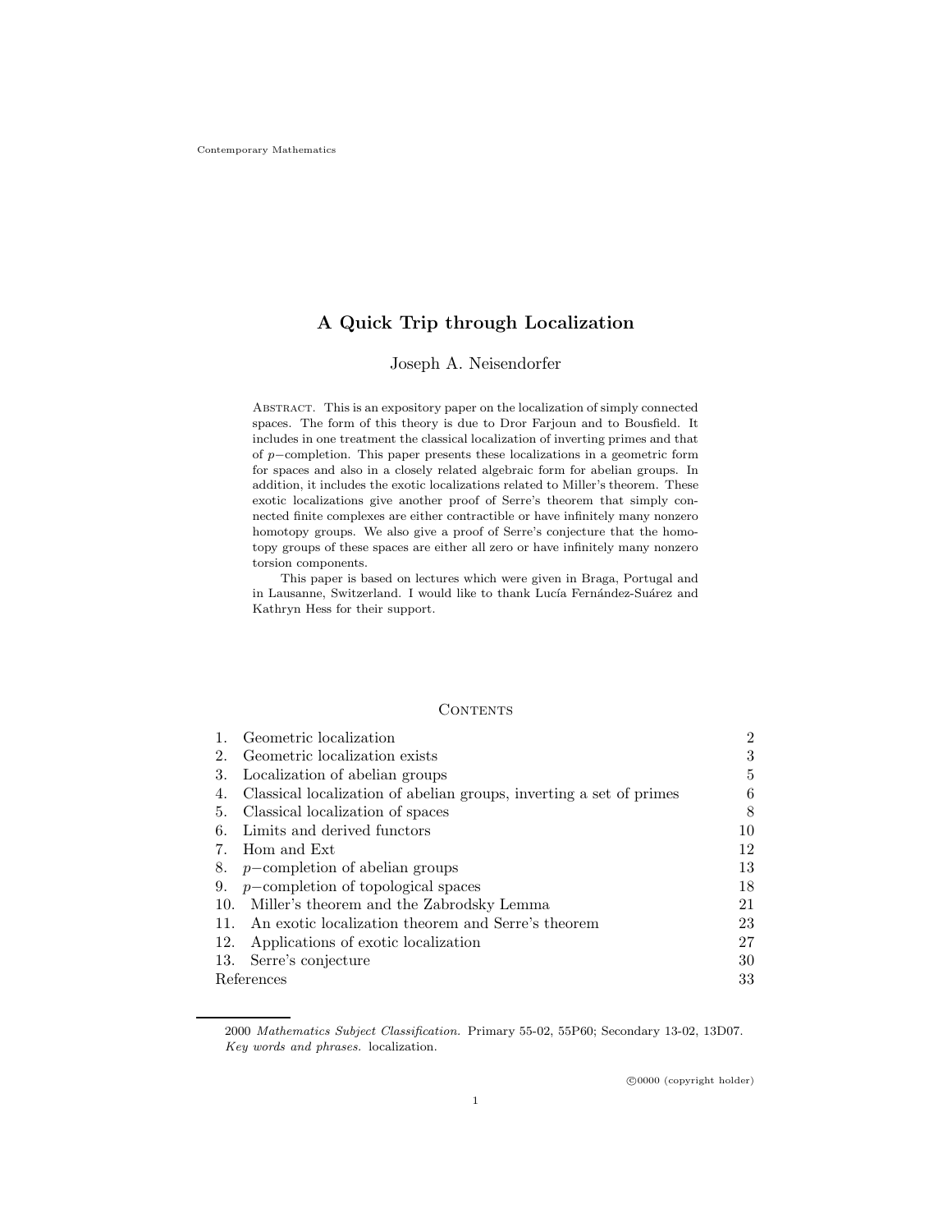# A Quick Trip through Localization

Joseph A. Neisendorfer

Abstract. This is an expository paper on the localization of simply connected spaces. The form of this theory is due to Dror Farjoun and to Bousfield. It includes in one treatment the classical localization of inverting primes and that of $p-$completion. This paper presents these localizations in a geometric form for spaces and also in a closely related algebraic form for abelian groups. In addition, it includes the exotic localizations related to Miller's theorem. These exotic localizations give another proof of Serre's theorem that simply connected finite complexes are either contractible or have infinitely many nonzero homotopy groups. We also give a proof of Serre's conjecture that the homotopy groups of these spaces are either all zero or have infinitely many nonzero torsion components.

This paper is based on lectures which were given in Braga, Portugal and in Lausanne, Switzerland. I would like to thank Lucía Fernández-Suárez and Kathryn Hess for their support.

## Contents

| | | |
|---|---|---|
| 1. | Geometric localization | 2 |
| 2. | Geometric localization exists | 3 |
| 3. | Localization of abelian groups | 5 |
| 4. | Classical localization of abelian groups, inverting a set of primes | 6 |
| 5. | Classical localization of spaces | 8 |
| 6. | Limits and derived functors | 10 |
| 7. | Hom and Ext | 12 |
| 8. | $p-$completion of abelian groups | 13 |
| 9. | $p-$completion of topological spaces | 18 |
| 10. | Miller's theorem and the Zabrodsky Lemma | 21 |
| 11. | An exotic localization theorem and Serre's theorem | 23 |
| 12. | Applications of exotic localization | 27 |
| 13. | Serre's conjecture | 30 |
| | References | 33 |

2000 *Mathematics Subject Classification.* Primary 55-02, 55P60; Secondary 13-02, 13D07.
*Key words and phrases.* localization.

©0000 (copyright holder)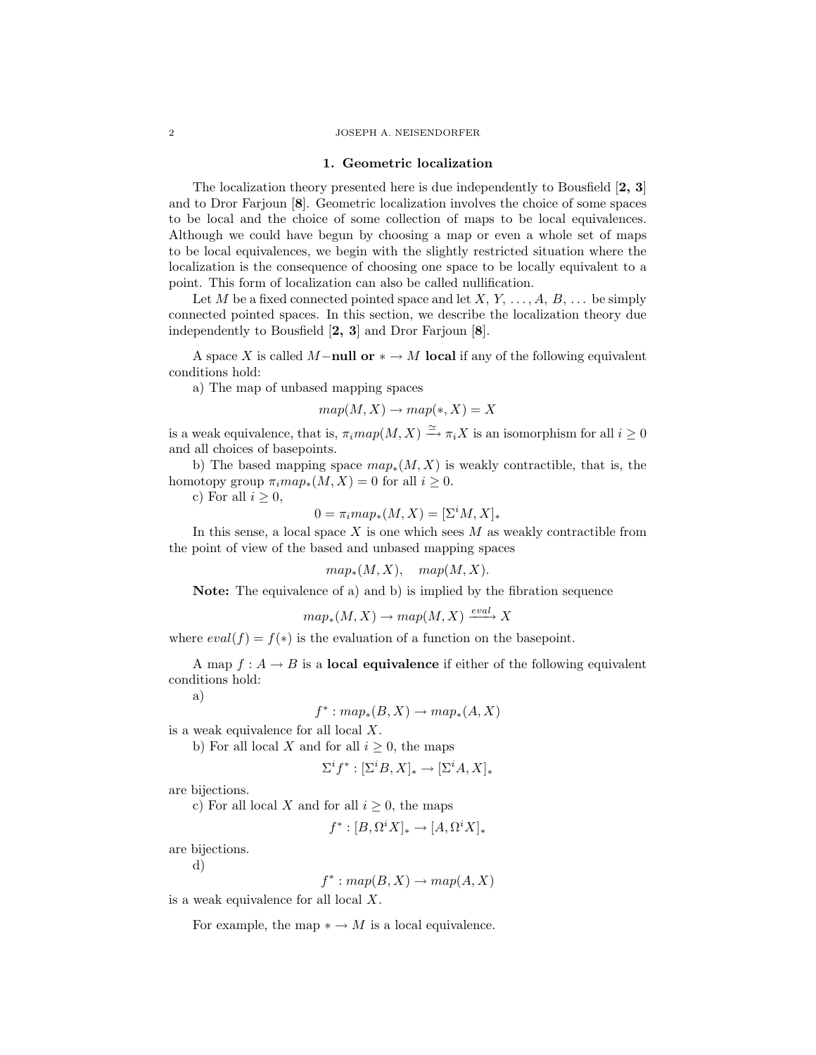## 1. Geometric localization

The localization theory presented here is due independently to Bousfield [**2, 3**] and to Dror Farjoun [**8**]. Geometric localization involves the choice of some spaces to be local and the choice of some collection of maps to be local equivalences. Although we could have begun by choosing a map or even a whole set of maps to be local equivalences, we begin with the slightly restricted situation where the localization is the consequence of choosing one space to be locally equivalent to a point. This form of localization can also be called nullification.

Let $M$ be a fixed connected pointed space and let $X$, $Y$, ..., $A$, $B$, ... be simply connected pointed spaces. In this section, we describe the localization theory due independently to Bousfield [**2, 3**] and Dror Farjoun [**8**].

A space $X$ is called $M-$**null or** $* \to M$ **local** if any of the following equivalent conditions hold:

a) The map of unbased mapping spaces

$$map(M, X) \to map(*, X) = X$$

is a weak equivalence, that is, $\pi_i map(M, X) \xrightarrow{\simeq} \pi_i X$ is an isomorphism for all $i \geq 0$ and all choices of basepoints.

b) The based mapping space $map_*(M, X)$ is weakly contractible, that is, the homotopy group $\pi_i map_*(M, X) = 0$ for all $i \geq 0$.

c) For all $i \geq 0$,

$$0 = \pi_i map_*(M, X) = [\Sigma^i M, X]_*$$

In this sense, a local space $X$ is one which sees $M$ as weakly contractible from the point of view of the based and unbased mapping spaces

$$map_*(M, X), \quad map(M, X).$$

**Note:** The equivalence of a) and b) is implied by the fibration sequence

$$map_*(M, X) \to map(M, X) \xrightarrow{eval} X$$

where $eval(f) = f(*)$ is the evaluation of a function on the basepoint.

A map $f : A \to B$ is a **local equivalence** if either of the following equivalent conditions hold:

a)

$$f^* : map_*(B, X) \to map_*(A, X)$$

is a weak equivalence for all local $X$.

b) For all local $X$ and for all $i \geq 0$, the maps

$$\Sigma^i f^* : [\Sigma^i B, X]_* \to [\Sigma^i A, X]_*$$

are bijections.

c) For all local $X$ and for all $i \geq 0$, the maps

$$f^* : [B, \Omega^i X]_* \to [A, \Omega^i X]_*$$

are bijections.

d)

$$f^* : map(B, X) \to map(A, X)$$

is a weak equivalence for all local $X$.

For example, the map $* \to M$ is a local equivalence.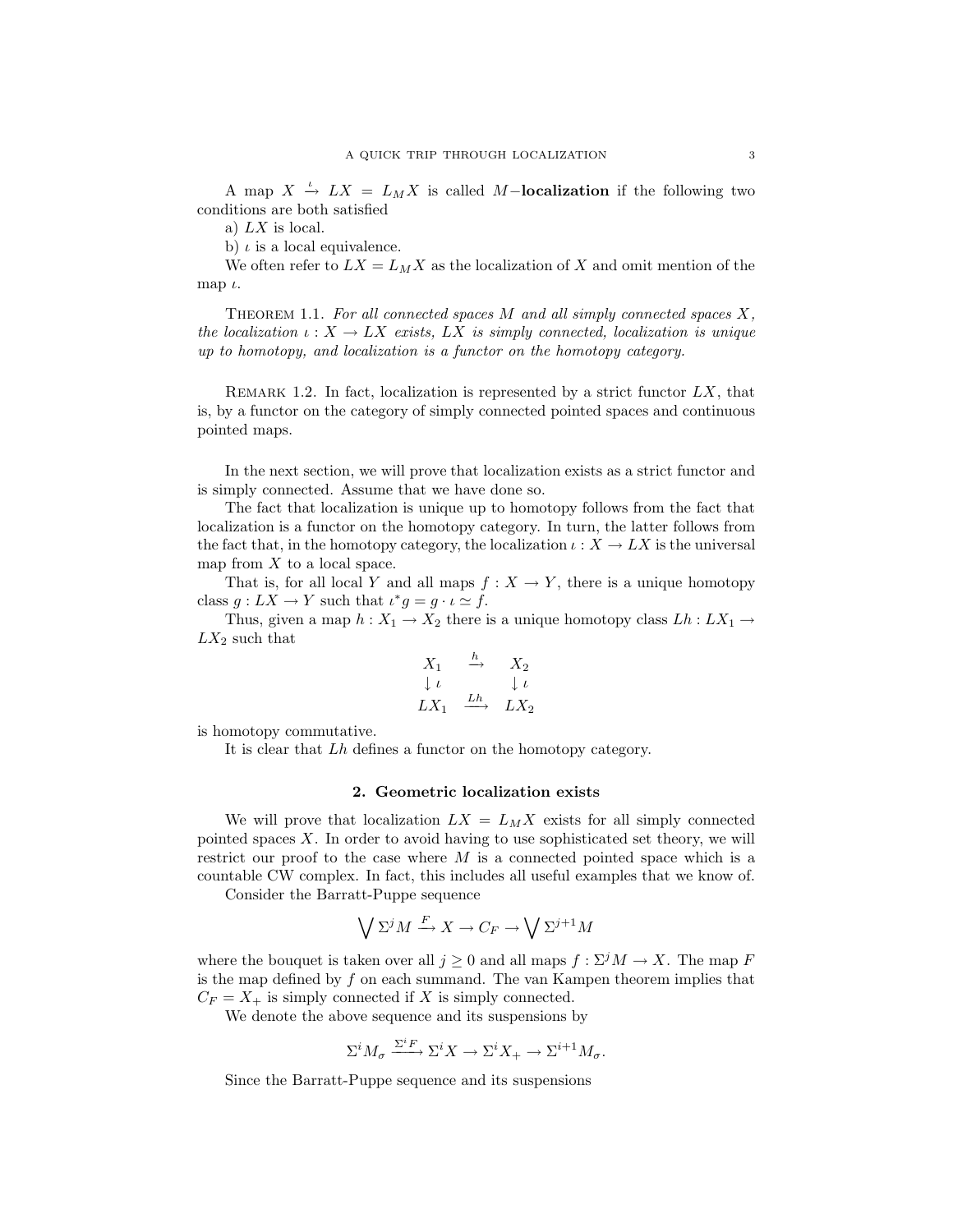A map $X \xrightarrow{\iota} LX = L_M X$ is called $M-$**localization** if the following two conditions are both satisfied

a) $LX$ is local.

b) $\iota$ is a local equivalence.

We often refer to $LX = L_M X$ as the localization of $X$ and omit mention of the map $\iota$.

Theorem 1.1. *For all connected spaces $M$ and all simply connected spaces $X$, the localization $\iota : X \to LX$ exists, $LX$ is simply connected, localization is unique up to homotopy, and localization is a functor on the homotopy category.*

Remark 1.2. In fact, localization is represented by a strict functor $LX$, that is, by a functor on the category of simply connected pointed spaces and continuous pointed maps.

In the next section, we will prove that localization exists as a strict functor and is simply connected. Assume that we have done so.

The fact that localization is unique up to homotopy follows from the fact that localization is a functor on the homotopy category. In turn, the latter follows from the fact that, in the homotopy category, the localization $\iota : X \to LX$ is the universal map from $X$ to a local space.

That is, for all local $Y$ and all maps $f : X \to Y$, there is a unique homotopy class $g : LX \to Y$ such that $\iota^* g = g \cdot \iota \simeq f$.

Thus, given a map $h : X_1 \to X_2$ there is a unique homotopy class $Lh : LX_1 \to LX_2$ such that

$$\begin{array}{ccc} X_1 & \xrightarrow{h} & X_2 \\ \downarrow \iota & & \downarrow \iota \\ LX_1 & \xrightarrow{Lh} & LX_2 \end{array}$$

is homotopy commutative.

It is clear that $Lh$ defines a functor on the homotopy category.

## 2. Geometric localization exists

We will prove that localization $LX = L_M X$ exists for all simply connected pointed spaces $X$. In order to avoid having to use sophisticated set theory, we will restrict our proof to the case where $M$ is a connected pointed space which is a countable CW complex. In fact, this includes all useful examples that we know of.

Consider the Barratt-Puppe sequence

$$\bigvee \Sigma^j M \xrightarrow{F} X \to C_F \to \bigvee \Sigma^{j+1} M$$

where the bouquet is taken over all $j \geq 0$ and all maps $f : \Sigma^j M \to X$. The map $F$ is the map defined by $f$ on each summand. The van Kampen theorem implies that $C_F = X_+$ is simply connected if $X$ is simply connected.

We denote the above sequence and its suspensions by

$$\Sigma^i M_\sigma \xrightarrow{\Sigma^i F} \Sigma^i X \to \Sigma^i X_+ \to \Sigma^{i+1} M_\sigma.$$

Since the Barratt-Puppe sequence and its suspensions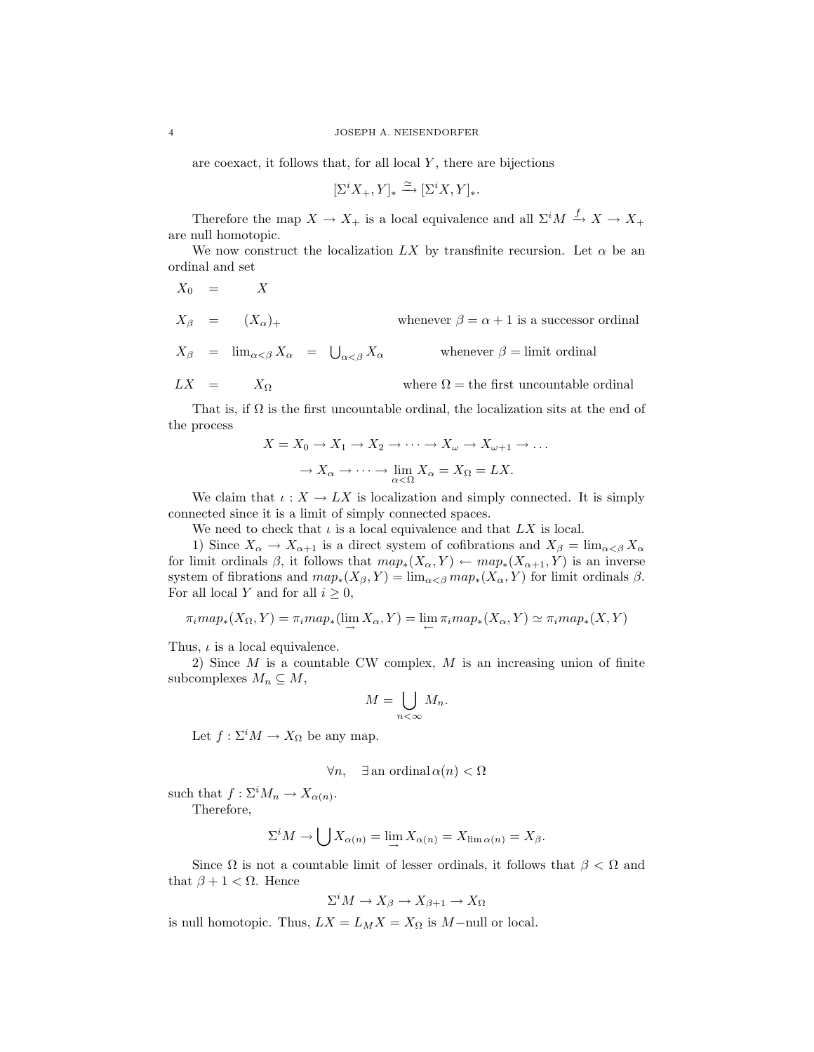are coexact, it follows that, for all local $Y$, there are bijections

$$[\Sigma^i X_+, Y]_* \xrightarrow{\cong} [\Sigma^i X, Y]_*.$$

Therefore the map $X \to X_+$ is a local equivalence and all $\Sigma^i M \xrightarrow{f} X \to X_+$ are null homotopic.

We now construct the localization $LX$ by transfinite recursion. Let $\alpha$ be an ordinal and set

$$
\begin{aligned}
X_0 &= X \\
X_\beta &= (X_\alpha)_+ && \text{whenever } \beta = \alpha + 1 \text{ is a successor ordinal} \\
X_\beta &= \lim_{\alpha<\beta} X_\alpha = \bigcup_{\alpha<\beta} X_\alpha && \text{whenever } \beta = \text{limit ordinal} \\
LX &= X_\Omega && \text{where } \Omega = \text{the first uncountable ordinal}
\end{aligned}
$$

That is, if $\Omega$ is the first uncountable ordinal, the localization sits at the end of the process

$$X = X_0 \to X_1 \to X_2 \to \cdots \to X_\omega \to X_{\omega+1} \to \ldots$$

$$\to X_\alpha \to \cdots \to \lim_{\alpha<\Omega} X_\alpha = X_\Omega = LX.$$

We claim that $\iota : X \to LX$ is localization and simply connected. It is simply connected since it is a limit of simply connected spaces.

We need to check that $\iota$ is a local equivalence and that $LX$ is local.

1) Since $X_\alpha \to X_{\alpha+1}$ is a direct system of cofibrations and $X_\beta = \lim_{\alpha<\beta} X_\alpha$ for limit ordinals $\beta$, it follows that $map_*(X_\alpha, Y) \leftarrow map_*(X_{\alpha+1}, Y)$ is an inverse system of fibrations and $map_*(X_\beta, Y) = \lim_{\alpha<\beta} map_*(X_\alpha, Y)$ for limit ordinals $\beta$. For all local $Y$ and for all $i \geq 0$,

$$\pi_i map_*(X_\Omega, Y) = \pi_i map_*(\lim_{\rightarrow} X_\alpha, Y) = \lim_{\leftarrow} \pi_i map_*(X_\alpha, Y) \simeq \pi_i map_*(X, Y)$$

Thus, $\iota$ is a local equivalence.

2) Since $M$ is a countable CW complex, $M$ is an increasing union of finite subcomplexes $M_n \subseteq M$,

$$M = \bigcup_{n<\infty} M_n.$$

Let $f : \Sigma^i M \to X_\Omega$ be any map.

$$\forall n, \quad \exists \,\text{an ordinal}\, \alpha(n) < \Omega$$

such that $f : \Sigma^i M_n \to X_{\alpha(n)}$.

Therefore,

$$\Sigma^i M \to \bigcup X_{\alpha(n)} = \lim_{\rightarrow} X_{\alpha(n)} = X_{\lim \alpha(n)} = X_\beta.$$

Since $\Omega$ is not a countable limit of lesser ordinals, it follows that $\beta < \Omega$ and that $\beta + 1 < \Omega$. Hence

$$\Sigma^i M \to X_\beta \to X_{\beta+1} \to X_\Omega$$

is null homotopic. Thus, $LX = L_M X = X_\Omega$ is $M-$null or local.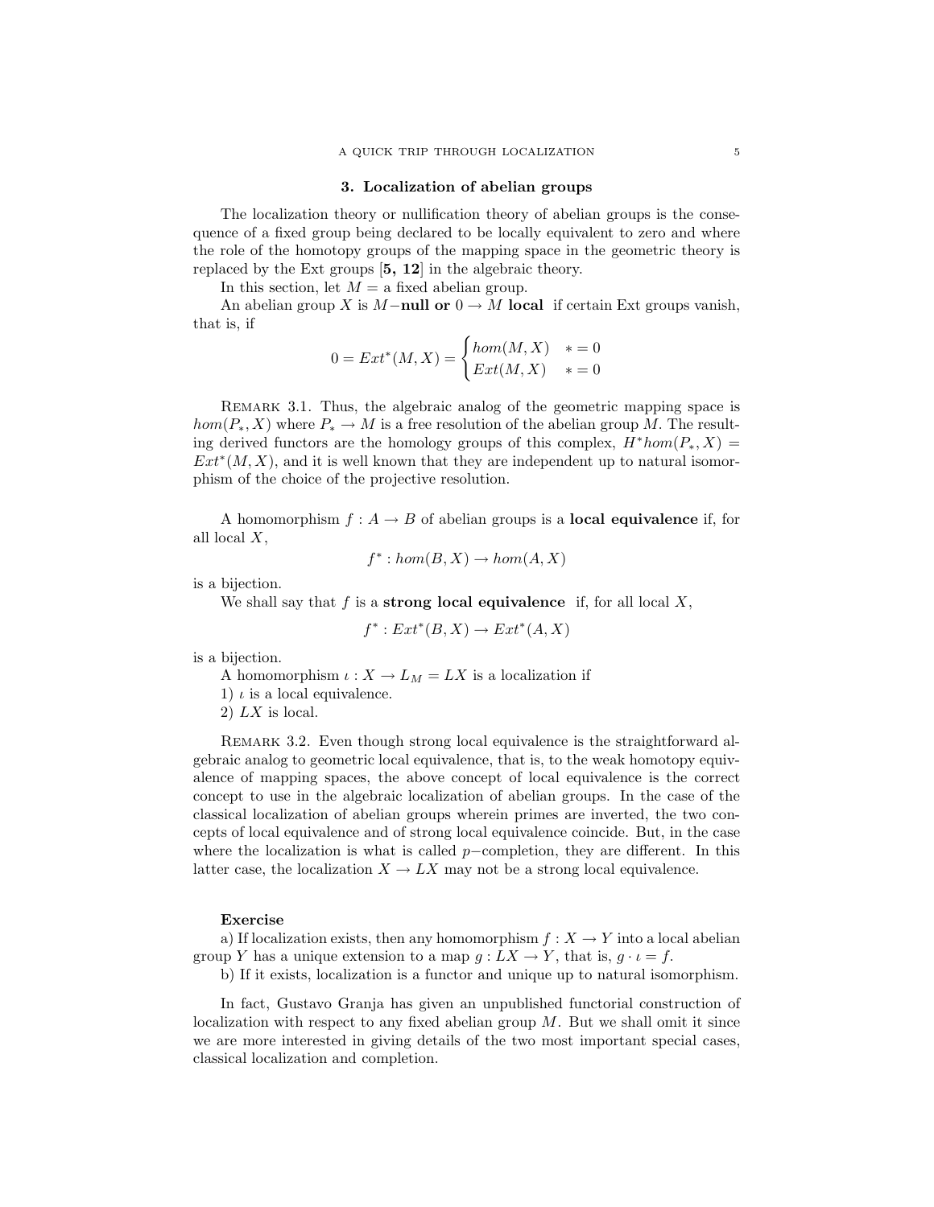## 3. Localization of abelian groups

The localization theory or nullification theory of abelian groups is the consequence of a fixed group being declared to be locally equivalent to zero and where the role of the homotopy groups of the mapping space in the geometric theory is replaced by the Ext groups [**5, 12**] in the algebraic theory.

In this section, let $M =$ a fixed abelian group.

An abelian group $X$ is $M-$**null or** $0 \to M$ **local** if certain Ext groups vanish, that is, if

$$0 = Ext^*(M, X) = \begin{cases} hom(M, X) & * = 0 \\ Ext(M, X) & * = 0 \end{cases}$$

Remark 3.1. Thus, the algebraic analog of the geometric mapping space is $hom(P_*, X)$ where $P_* \to M$ is a free resolution of the abelian group $M$. The resulting derived functors are the homology groups of this complex, $H^* hom(P_*, X) = Ext^*(M, X)$, and it is well known that they are independent up to natural isomorphism of the choice of the projective resolution.

A homomorphism $f : A \to B$ of abelian groups is a **local equivalence** if, for all local $X$,

$$f^* : hom(B, X) \to hom(A, X)$$

is a bijection.

We shall say that $f$ is a **strong local equivalence** if, for all local $X$,

$$f^* : Ext^*(B, X) \to Ext^*(A, X)$$

is a bijection.

A homomorphism $\iota : X \to L_M = LX$ is a localization if

1) $\iota$ is a local equivalence.
2) $LX$ is local.

Remark 3.2. Even though strong local equivalence is the straightforward algebraic analog to geometric local equivalence, that is, to the weak homotopy equivalence of mapping spaces, the above concept of local equivalence is the correct concept to use in the algebraic localization of abelian groups. In the case of the classical localization of abelian groups wherein primes are inverted, the two concepts of local equivalence and of strong local equivalence coincide. But, in the case where the localization is what is called $p-$completion, they are different. In this latter case, the localization $X \to LX$ may not be a strong local equivalence.

**Exercise**

a) If localization exists, then any homomorphism $f : X \to Y$ into a local abelian group $Y$ has a unique extension to a map $g : LX \to Y$, that is, $g \cdot \iota = f$.

b) If it exists, localization is a functor and unique up to natural isomorphism.

In fact, Gustavo Granja has given an unpublished functorial construction of localization with respect to any fixed abelian group $M$. But we shall omit it since we are more interested in giving details of the two most important special cases, classical localization and completion.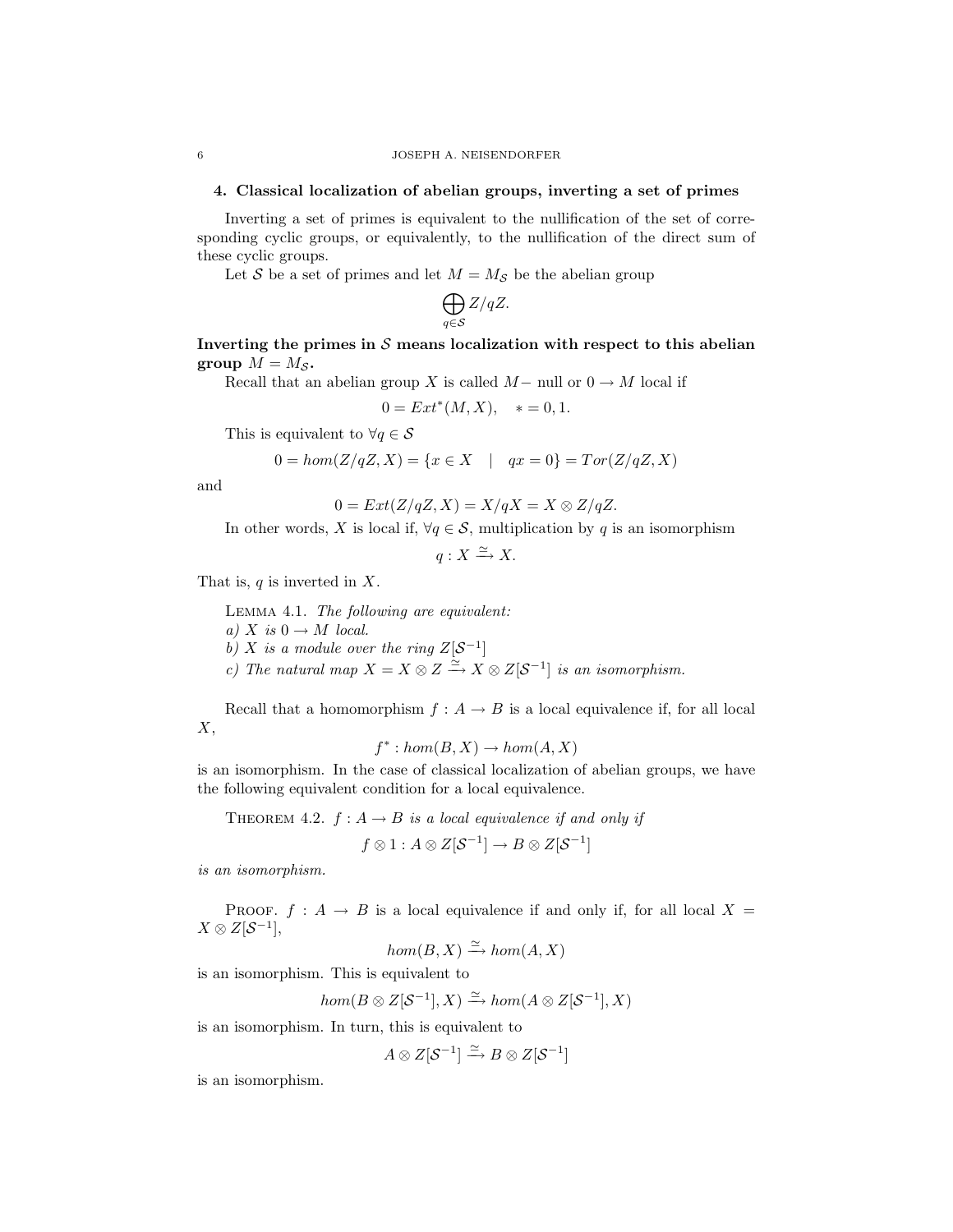## 4. Classical localization of abelian groups, inverting a set of primes

Inverting a set of primes is equivalent to the nullification of the set of corresponding cyclic groups, or equivalently, to the nullification of the direct sum of these cyclic groups.

Let $\mathcal{S}$ be a set of primes and let $M = M_{\mathcal{S}}$ be the abelian group

$$\bigoplus_{q \in \mathcal{S}} Z/qZ.$$

**Inverting the primes in $\mathcal{S}$ means localization with respect to this abelian group $M = M_{\mathcal{S}}$.**

Recall that an abelian group $X$ is called $M-$ null or $0 \to M$ local if

$$0 = Ext^{*}(M, X), \quad * = 0, 1.$$

This is equivalent to $\forall q \in \mathcal{S}$

$$0 = hom(Z/qZ, X) = \{x \in X \quad | \quad qx = 0\} = Tor(Z/qZ, X)$$

and

$$0 = Ext(Z/qZ, X) = X/qX = X \otimes Z/qZ.$$

In other words, $X$ is local if, $\forall q \in \mathcal{S}$, multiplication by $q$ is an isomorphism

$$q : X \xrightarrow{\cong} X.$$

That is, $q$ is inverted in $X$.

Lemma 4.1. *The following are equivalent:*
*a) $X$ is $0 \to M$ local.*
*b) $X$ is a module over the ring $Z[\mathcal{S}^{-1}]$*
*c) The natural map $X = X \otimes Z \xrightarrow{\cong} X \otimes Z[\mathcal{S}^{-1}]$ is an isomorphism.*

Recall that a homomorphism $f : A \to B$ is a local equivalence if, for all local $X$,

$$f^{*} : hom(B, X) \to hom(A, X)$$

is an isomorphism. In the case of classical localization of abelian groups, we have the following equivalent condition for a local equivalence.

Theorem 4.2. *$f : A \to B$ is a local equivalence if and only if*

$$f \otimes 1 : A \otimes Z[\mathcal{S}^{-1}] \to B \otimes Z[\mathcal{S}^{-1}]$$

*is an isomorphism.*

Proof. $f : A \to B$ is a local equivalence if and only if, for all local $X = X \otimes Z[\mathcal{S}^{-1}]$,

$$hom(B, X) \xrightarrow{\cong} hom(A, X)$$

is an isomorphism. This is equivalent to

$$hom(B \otimes Z[\mathcal{S}^{-1}], X) \xrightarrow{\cong} hom(A \otimes Z[\mathcal{S}^{-1}], X)$$

is an isomorphism. In turn, this is equivalent to

$$A \otimes Z[\mathcal{S}^{-1}] \xrightarrow{\cong} B \otimes Z[\mathcal{S}^{-1}]$$

is an isomorphism.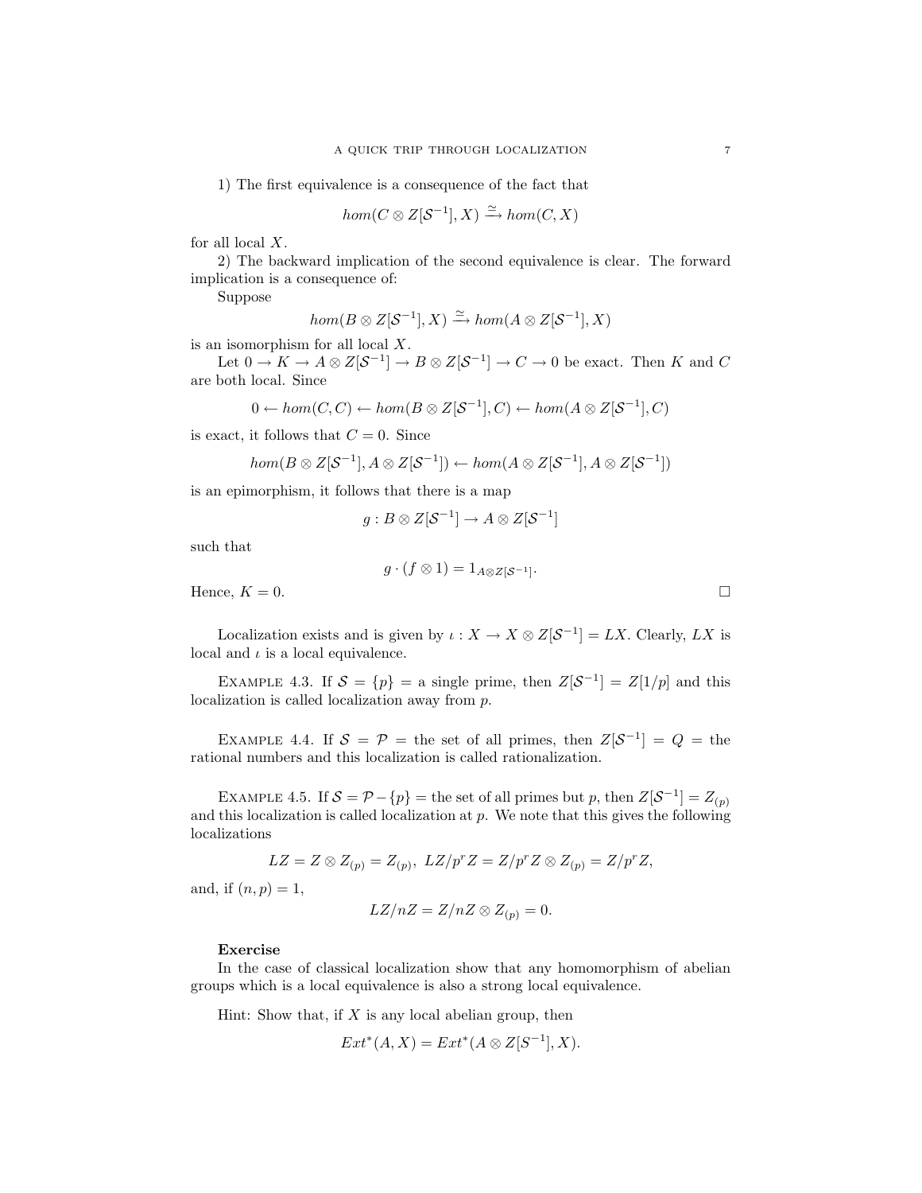1) The first equivalence is a consequence of the fact that

$$hom(C \otimes Z[\mathcal{S}^{-1}], X) \xrightarrow{\simeq} hom(C, X)$$

for all local $X$.

2) The backward implication of the second equivalence is clear. The forward implication is a consequence of:

Suppose

$$hom(B \otimes Z[\mathcal{S}^{-1}], X) \xrightarrow{\simeq} hom(A \otimes Z[\mathcal{S}^{-1}], X)$$

is an isomorphism for all local $X$.

Let $0 \to K \to A \otimes Z[\mathcal{S}^{-1}] \to B \otimes Z[\mathcal{S}^{-1}] \to C \to 0$ be exact. Then $K$ and $C$ are both local. Since

$$0 \leftarrow hom(C, C) \leftarrow hom(B \otimes Z[\mathcal{S}^{-1}], C) \leftarrow hom(A \otimes Z[\mathcal{S}^{-1}], C)$$

is exact, it follows that $C = 0$. Since

$$hom(B \otimes Z[\mathcal{S}^{-1}], A \otimes Z[\mathcal{S}^{-1}]) \leftarrow hom(A \otimes Z[\mathcal{S}^{-1}], A \otimes Z[\mathcal{S}^{-1}])$$

is an epimorphism, it follows that there is a map

$$g : B \otimes Z[\mathcal{S}^{-1}] \to A \otimes Z[\mathcal{S}^{-1}]$$

such that

$$g \cdot (f \otimes 1) = 1_{A \otimes Z[\mathcal{S}^{-1}]}.$$

Hence, $K = 0$. □

Localization exists and is given by $\iota : X \to X \otimes Z[\mathcal{S}^{-1}] = LX$. Clearly, $LX$ is local and $\iota$ is a local equivalence.

Example 4.3. If $\mathcal{S} = \{p\}$ = a single prime, then $Z[\mathcal{S}^{-1}] = Z[1/p]$ and this localization is called localization away from $p$.

Example 4.4. If $\mathcal{S} = \mathcal{P}$ = the set of all primes, then $Z[\mathcal{S}^{-1}] = Q$ = the rational numbers and this localization is called rationalization.

Example 4.5. If $\mathcal{S} = \mathcal{P} - \{p\}$ = the set of all primes but $p$, then $Z[\mathcal{S}^{-1}] = Z_{(p)}$ and this localization is called localization at $p$. We note that this gives the following localizations

$$LZ = Z \otimes Z_{(p)} = Z_{(p)}, \; LZ/p^rZ = Z/p^rZ \otimes Z_{(p)} = Z/p^rZ,$$

and, if $(n, p) = 1$,

$$LZ/nZ = Z/nZ \otimes Z_{(p)} = 0.$$

**Exercise**

In the case of classical localization show that any homomorphism of abelian groups which is a local equivalence is also a strong local equivalence.

Hint: Show that, if $X$ is any local abelian group, then

$$Ext^*(A, X) = Ext^*(A \otimes Z[S^{-1}], X).$$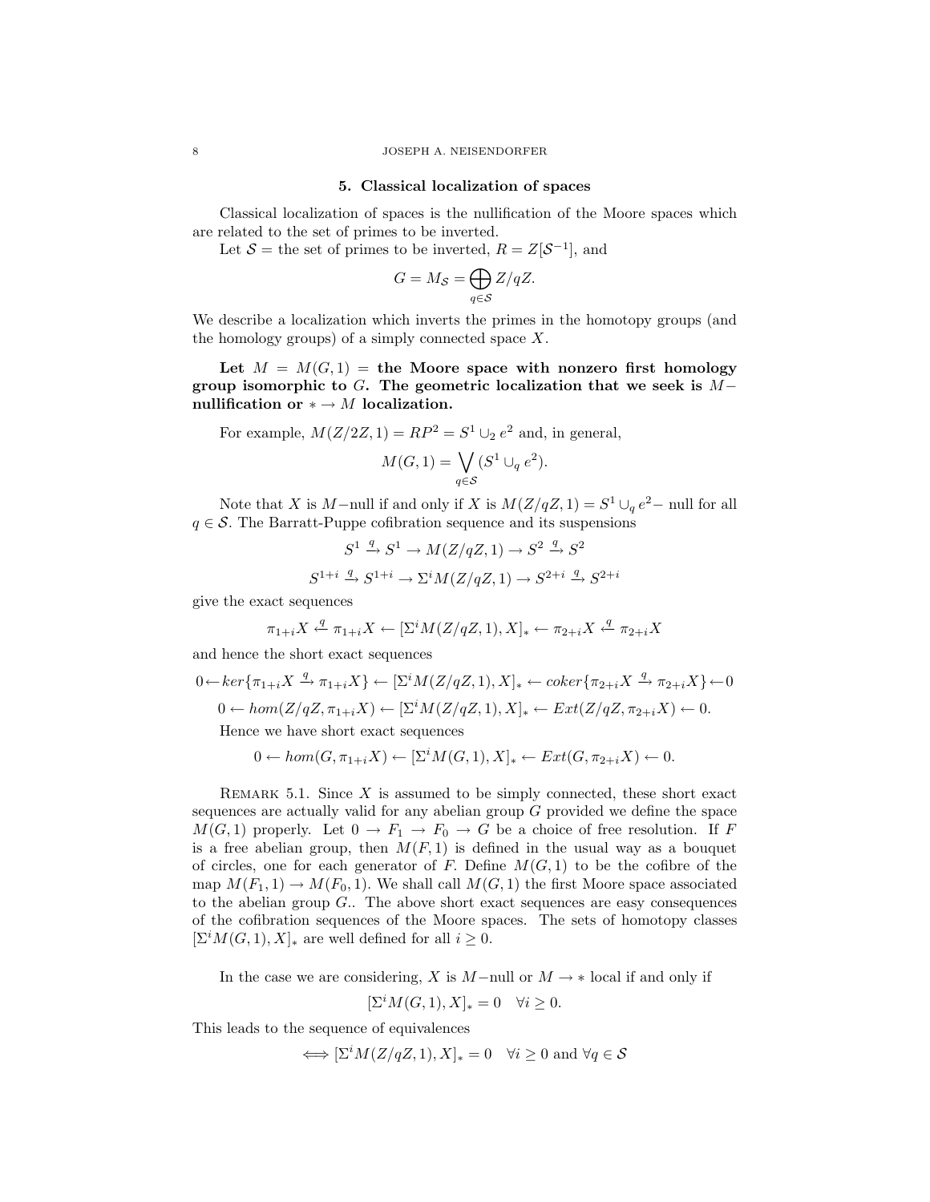## 5. Classical localization of spaces

Classical localization of spaces is the nullification of the Moore spaces which are related to the set of primes to be inverted.

Let $\mathcal{S}$ = the set of primes to be inverted, $R = Z[\mathcal{S}^{-1}]$, and

$$G = M_{\mathcal{S}} = \bigoplus_{q \in \mathcal{S}} Z/qZ.$$

We describe a localization which inverts the primes in the homotopy groups (and the homology groups) of a simply connected space $X$.

**Let $M = M(G, 1)$ = the Moore space with nonzero first homology group isomorphic to $G$. The geometric localization that we seek is $M-$ nullification or $* \to M$ localization.**

For example, $M(Z/2Z, 1) = RP^2 = S^1 \cup_2 e^2$ and, in general,

$$M(G, 1) = \bigvee_{q \in \mathcal{S}} (S^1 \cup_q e^2).$$

Note that $X$ is $M-$null if and only if $X$ is $M(Z/qZ, 1) = S^1 \cup_q e^2-$ null for all $q \in \mathcal{S}$. The Barratt-Puppe cofibration sequence and its suspensions

$$S^1 \xrightarrow{q} S^1 \to M(Z/qZ, 1) \to S^2 \xrightarrow{q} S^2$$

$$S^{1+i} \xrightarrow{q} S^{1+i} \to \Sigma^i M(Z/qZ, 1) \to S^{2+i} \xrightarrow{q} S^{2+i}$$

give the exact sequences

$$\pi_{1+i} X \xleftarrow{q} \pi_{1+i} X \leftarrow [\Sigma^i M(Z/qZ, 1), X]_* \leftarrow \pi_{2+i} X \xleftarrow{q} \pi_{2+i} X$$

and hence the short exact sequences

$$0 \leftarrow ker\{\pi_{1+i} X \xrightarrow{q} \pi_{1+i} X\} \leftarrow [\Sigma^i M(Z/qZ, 1), X]_* \leftarrow coker\{\pi_{2+i} X \xrightarrow{q} \pi_{2+i} X\} \leftarrow 0$$

$$0 \leftarrow hom(Z/qZ, \pi_{1+i} X) \leftarrow [\Sigma^i M(Z/qZ, 1), X]_* \leftarrow Ext(Z/qZ, \pi_{2+i} X) \leftarrow 0.$$

Hence we have short exact sequences

$$0 \leftarrow hom(G, \pi_{1+i} X) \leftarrow [\Sigma^i M(G, 1), X]_* \leftarrow Ext(G, \pi_{2+i} X) \leftarrow 0.$$

Remark 5.1. Since $X$ is assumed to be simply connected, these short exact sequences are actually valid for any abelian group $G$ provided we define the space $M(G, 1)$ properly. Let $0 \to F_1 \to F_0 \to G$ be a choice of free resolution. If $F$ is a free abelian group, then $M(F, 1)$ is defined in the usual way as a bouquet of circles, one for each generator of $F$. Define $M(G, 1)$ to be the cofibre of the map $M(F_1, 1) \to M(F_0, 1)$. We shall call $M(G, 1)$ the first Moore space associated to the abelian group $G$.. The above short exact sequences are easy consequences of the cofibration sequences of the Moore spaces. The sets of homotopy classes $[\Sigma^i M(G, 1), X]_*$ are well defined for all $i \geq 0$.

In the case we are considering, $X$ is $M-$null or $M \to *$ local if and only if

$$[\Sigma^i M(G, 1), X]_* = 0 \quad \forall i \geq 0.$$

This leads to the sequence of equivalences

$$\iff [\Sigma^i M(Z/qZ, 1), X]_* = 0 \quad \forall i \geq 0 \text{ and } \forall q \in \mathcal{S}$$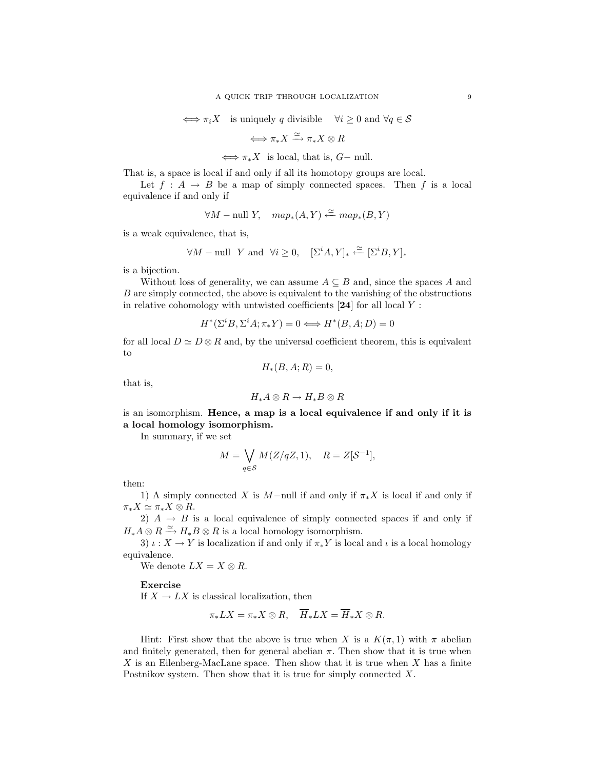$$\iff \pi_i X \quad \text{is uniquely } q \text{ divisible} \quad \forall i \geq 0 \text{ and } \forall q \in \mathcal{S}$$

$$\iff \pi_* X \xrightarrow{\simeq} \pi_* X \otimes R$$

$$\iff \pi_* X \ \text{ is local, that is, } G- \text{ null.}$$

That is, a space is local if and only if all its homotopy groups are local.

Let $f : A \to B$ be a map of simply connected spaces. Then $f$ is a local equivalence if and only if

$$\forall M - \text{null } Y, \quad map_*(A, Y) \xleftarrow{\simeq} map_*(B, Y)$$

is a weak equivalence, that is,

$$\forall M - \text{null } \ Y \text{ and } \ \forall i \geq 0, \quad [\Sigma^i A, Y]_* \xleftarrow{\simeq} [\Sigma^i B, Y]_*$$

is a bijection.

Without loss of generality, we can assume $A \subseteq B$ and, since the spaces $A$ and $B$ are simply connected, the above is equivalent to the vanishing of the obstructions in relative cohomology with untwisted coefficients [**24**] for all local $Y$ :

$$H^*(\Sigma^i B, \Sigma^i A; \pi_* Y) = 0 \iff H^*(B, A; D) = 0$$

for all local $D \simeq D \otimes R$ and, by the universal coefficient theorem, this is equivalent to

$$H_*(B, A; R) = 0,$$

that is,

$$H_* A \otimes R \to H_* B \otimes R$$

is an isomorphism. **Hence, a map is a local equivalence if and only if it is a local homology isomorphism.**

In summary, if we set

$$M = \bigvee_{q \in \mathcal{S}} M(Z/qZ, 1), \quad R = Z[\mathcal{S}^{-1}],$$

then:

1) A simply connected $X$ is $M-$null if and only if $\pi_* X$ is local if and only if $\pi_* X \simeq \pi_* X \otimes R$.

2) $A \to B$ is a local equivalence of simply connected spaces if and only if $H_* A \otimes R \xrightarrow{\simeq} H_* B \otimes R$ is a local homology isomorphism.

3) $\iota : X \to Y$ is localization if and only if $\pi_* Y$ is local and $\iota$ is a local homology equivalence.

We denote $LX = X \otimes R$.

**Exercise**

If $X \to LX$ is classical localization, then

$$\pi_* LX = \pi_* X \otimes R, \quad \overline{H}_* LX = \overline{H}_* X \otimes R.$$

Hint: First show that the above is true when $X$ is a $K(\pi, 1)$ with $\pi$ abelian and finitely generated, then for general abelian $\pi$. Then show that it is true when $X$ is an Eilenberg-MacLane space. Then show that it is true when $X$ has a finite Postnikov system. Then show that it is true for simply connected $X$.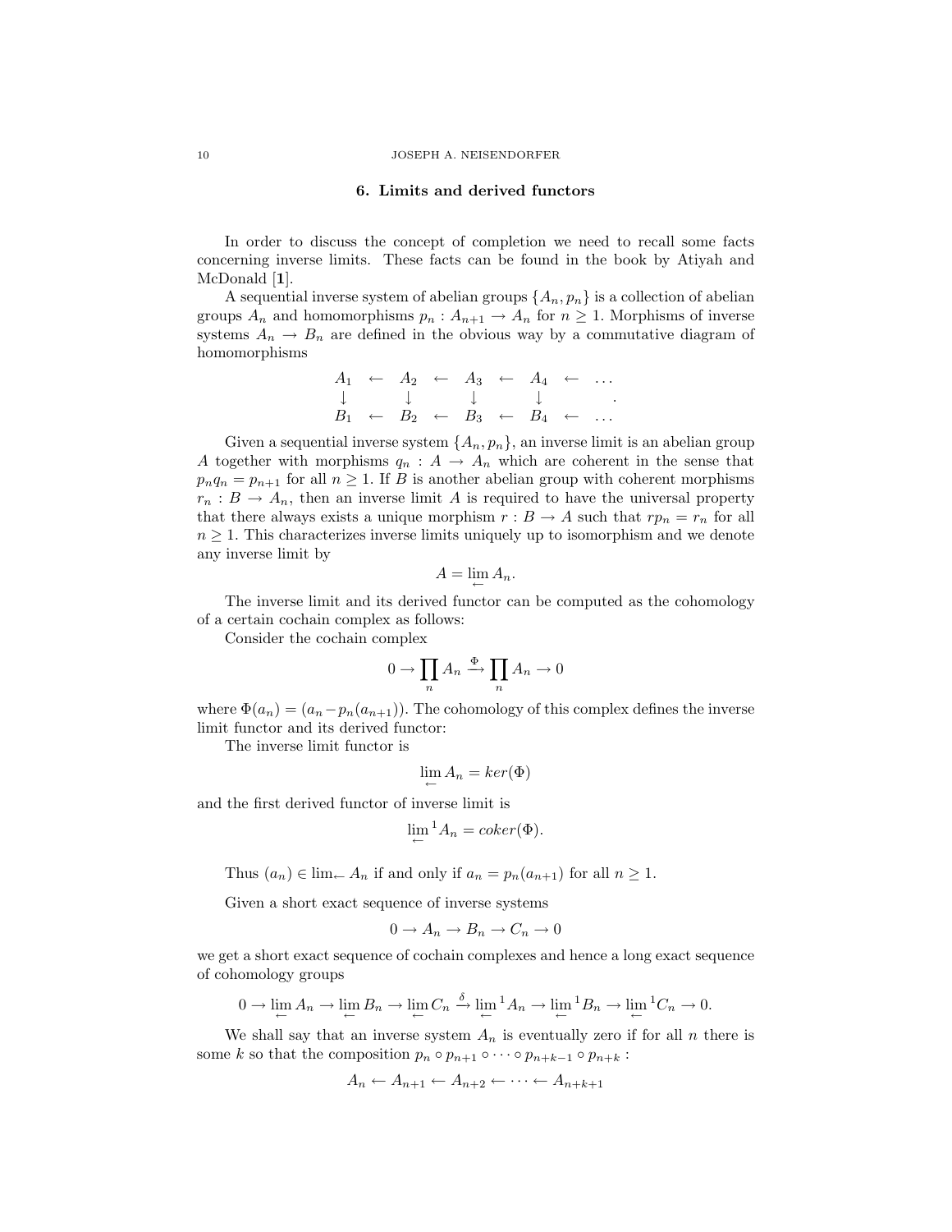## 6. Limits and derived functors

In order to discuss the concept of completion we need to recall some facts concerning inverse limits. These facts can be found in the book by Atiyah and McDonald [**1**].

A sequential inverse system of abelian groups $\{A_n, p_n\}$ is a collection of abelian groups $A_n$ and homomorphisms $p_n : A_{n+1} \to A_n$ for $n \geq 1$. Morphisms of inverse systems $A_n \to B_n$ are defined in the obvious way by a commutative diagram of homomorphisms

$$\begin{array}{ccccccccc} A_1 & \leftarrow & A_2 & \leftarrow & A_3 & \leftarrow & A_4 & \leftarrow & \dots \\ \downarrow & & \downarrow & & \downarrow & & \downarrow & & \\ B_1 & \leftarrow & B_2 & \leftarrow & B_3 & \leftarrow & B_4 & \leftarrow & \dots \end{array}.$$

Given a sequential inverse system $\{A_n, p_n\}$, an inverse limit is an abelian group $A$ together with morphisms $q_n : A \to A_n$ which are coherent in the sense that $p_n q_n = p_{n+1}$ for all $n \geq 1$. If $B$ is another abelian group with coherent morphisms $r_n : B \to A_n$, then an inverse limit $A$ is required to have the universal property that there always exists a unique morphism $r : B \to A$ such that $rp_n = r_n$ for all $n \geq 1$. This characterizes inverse limits uniquely up to isomorphism and we denote any inverse limit by

$$A = \lim_{\leftarrow} A_n.$$

The inverse limit and its derived functor can be computed as the cohomology of a certain cochain complex as follows:

Consider the cochain complex

$$0 \to \prod_n A_n \xrightarrow{\Phi} \prod_n A_n \to 0$$

where $\Phi(a_n) = (a_n - p_n(a_{n+1}))$. The cohomology of this complex defines the inverse limit functor and its derived functor:

The inverse limit functor is

$$\lim_{\leftarrow} A_n = ker(\Phi)$$

and the first derived functor of inverse limit is

$$\lim_{\leftarrow}{}^1 A_n = coker(\Phi).$$

Thus $(a_n) \in \lim_{\leftarrow} A_n$ if and only if $a_n = p_n(a_{n+1})$ for all $n \geq 1$.

Given a short exact sequence of inverse systems

$$0 \to A_n \to B_n \to C_n \to 0$$

we get a short exact sequence of cochain complexes and hence a long exact sequence of cohomology groups

$$0 \to \lim_{\leftarrow} A_n \to \lim_{\leftarrow} B_n \to \lim_{\leftarrow} C_n \xrightarrow{\delta} \lim_{\leftarrow}{}^1 A_n \to \lim_{\leftarrow}{}^1 B_n \to \lim_{\leftarrow}{}^1 C_n \to 0.$$

We shall say that an inverse system $A_n$ is eventually zero if for all $n$ there is some $k$ so that the composition $p_n \circ p_{n+1} \circ \cdots \circ p_{n+k-1} \circ p_{n+k}$ :

$$A_n \leftarrow A_{n+1} \leftarrow A_{n+2} \leftarrow \cdots \leftarrow A_{n+k+1}$$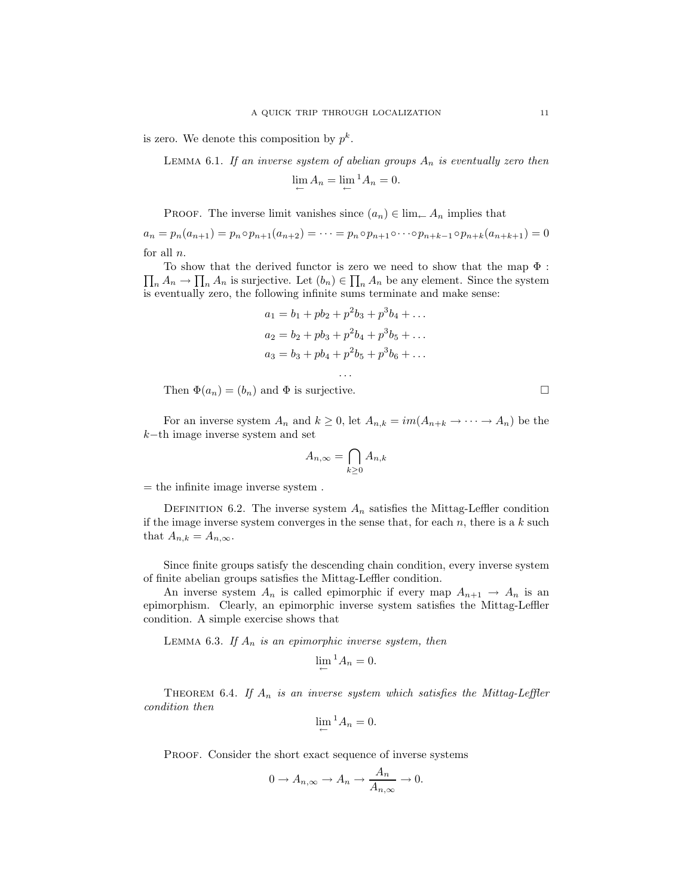is zero. We denote this composition by $p^k$.

LEMMA 6.1. *If an inverse system of abelian groups $A_n$ is eventually zero then*

$$\lim_{\leftarrow} A_n = \lim_{\leftarrow}{}^1 A_n = 0.$$

PROOF. The inverse limit vanishes since $(a_n) \in \lim_{\leftarrow} A_n$ implies that

$$a_n = p_n(a_{n+1}) = p_n \circ p_{n+1}(a_{n+2}) = \cdots = p_n \circ p_{n+1} \circ \cdots \circ p_{n+k-1} \circ p_{n+k}(a_{n+k+1}) = 0$$

for all $n$.

To show that the derived functor is zero we need to show that the map $\Phi : \prod_n A_n \to \prod_n A_n$ is surjective. Let $(b_n) \in \prod_n A_n$ be any element. Since the system is eventually zero, the following infinite sums terminate and make sense:

$$a_1 = b_1 + pb_2 + p^2 b_3 + p^3 b_4 + \ldots$$
$$a_2 = b_2 + pb_3 + p^2 b_4 + p^3 b_5 + \ldots$$
$$a_3 = b_3 + pb_4 + p^2 b_5 + p^3 b_6 + \ldots$$
$$\ldots$$

Then $\Phi(a_n) = (b_n)$ and $\Phi$ is surjective. □

For an inverse system $A_n$ and $k \geq 0$, let $A_{n,k} = im(A_{n+k} \to \cdots \to A_n)$ be the $k-$th image inverse system and set

$$A_{n,\infty} = \bigcap_{k \geq 0} A_{n,k}$$

= the infinite image inverse system .

DEFINITION 6.2. The inverse system $A_n$ satisfies the Mittag-Leffler condition if the image inverse system converges in the sense that, for each $n$, there is a $k$ such that $A_{n,k} = A_{n,\infty}$.

Since finite groups satisfy the descending chain condition, every inverse system of finite abelian groups satisfies the Mittag-Leffler condition.

An inverse system $A_n$ is called epimorphic if every map $A_{n+1} \to A_n$ is an epimorphism. Clearly, an epimorphic inverse system satisfies the Mittag-Leffler condition. A simple exercise shows that

LEMMA 6.3. *If $A_n$ is an epimorphic inverse system, then*

$$\lim_{\leftarrow}{}^1 A_n = 0.$$

THEOREM 6.4. *If $A_n$ is an inverse system which satisfies the Mittag-Leffler condition then*

$$\lim_{\leftarrow}{}^1 A_n = 0.$$

PROOF. Consider the short exact sequence of inverse systems

$$0 \to A_{n,\infty} \to A_n \to \frac{A_n}{A_{n,\infty}} \to 0.$$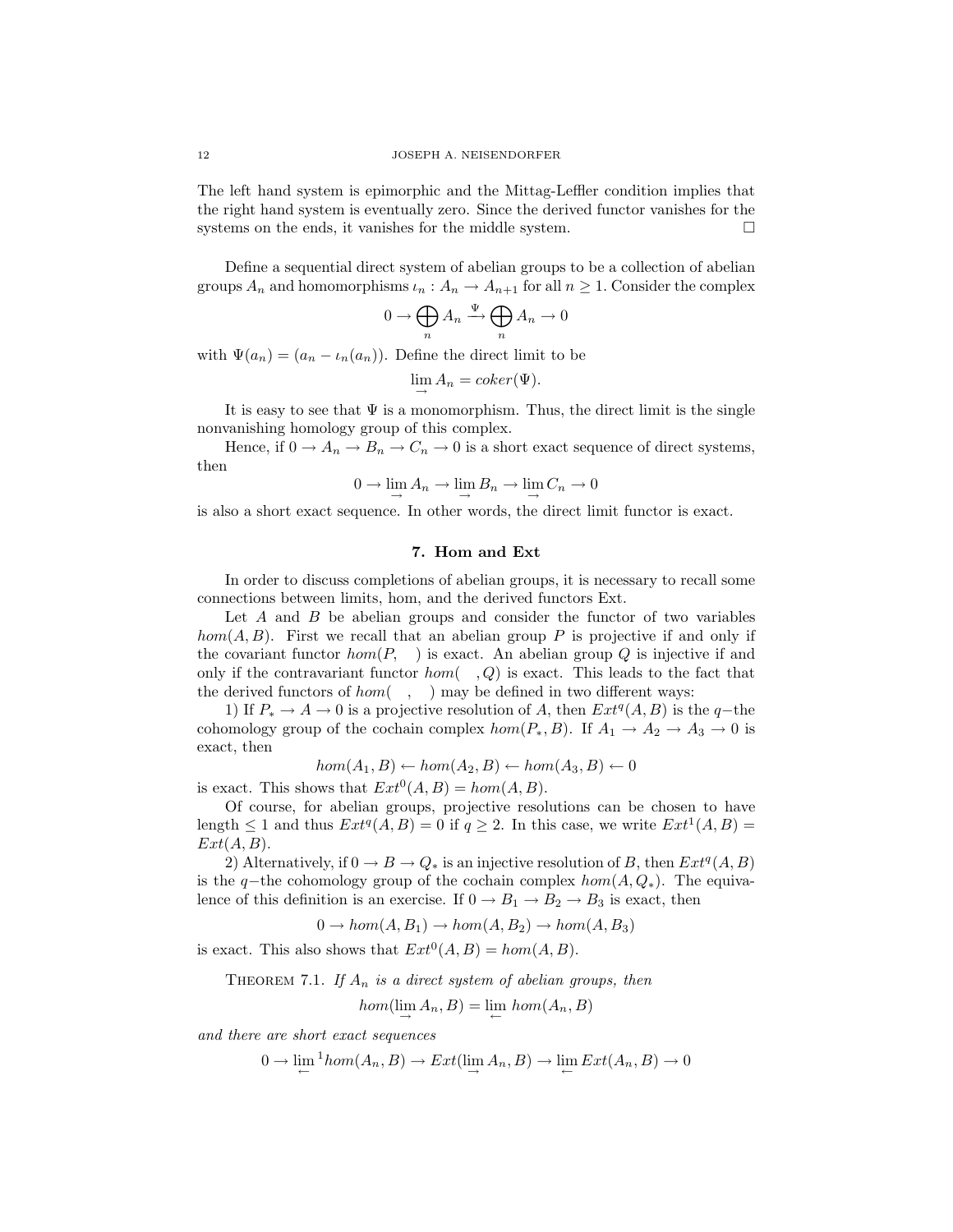The left hand system is epimorphic and the Mittag-Leffler condition implies that the right hand system is eventually zero. Since the derived functor vanishes for the systems on the ends, it vanishes for the middle system. □

Define a sequential direct system of abelian groups to be a collection of abelian groups $A_n$ and homomorphisms $\iota_n : A_n \to A_{n+1}$ for all $n \geq 1$. Consider the complex

$$0 \to \bigoplus_n A_n \xrightarrow{\Psi} \bigoplus_n A_n \to 0$$

with $\Psi(a_n) = (a_n - \iota_n(a_n))$. Define the direct limit to be

$$\lim_{\to} A_n = coker(\Psi).$$

It is easy to see that $\Psi$ is a monomorphism. Thus, the direct limit is the single nonvanishing homology group of this complex.

Hence, if $0 \to A_n \to B_n \to C_n \to 0$ is a short exact sequence of direct systems, then

$$0 \to \lim_{\to} A_n \to \lim_{\to} B_n \to \lim_{\to} C_n \to 0$$

is also a short exact sequence. In other words, the direct limit functor is exact.

## 7. Hom and Ext

In order to discuss completions of abelian groups, it is necessary to recall some connections between limits, hom, and the derived functors Ext.

Let $A$ and $B$ be abelian groups and consider the functor of two variables $hom(A, B)$. First we recall that an abelian group $P$ is projective if and only if the covariant functor $hom(P, \quad)$ is exact. An abelian group $Q$ is injective if and only if the contravariant functor $hom(\quad, Q)$ is exact. This leads to the fact that the derived functors of $hom(\quad, \quad)$ may be defined in two different ways:

1) If $P_* \to A \to 0$ is a projective resolution of $A$, then $Ext^q(A, B)$ is the $q-$the cohomology group of the cochain complex $hom(P_*, B)$. If $A_1 \to A_2 \to A_3 \to 0$ is exact, then

$$hom(A_1, B) \leftarrow hom(A_2, B) \leftarrow hom(A_3, B) \leftarrow 0$$

is exact. This shows that $Ext^0(A, B) = hom(A, B)$.

Of course, for abelian groups, projective resolutions can be chosen to have length $\leq 1$ and thus $Ext^q(A, B) = 0$ if $q \geq 2$. In this case, we write $Ext^1(A, B) = Ext(A, B)$.

2) Alternatively, if $0 \to B \to Q_*$ is an injective resolution of $B$, then $Ext^q(A, B)$ is the $q-$the cohomology group of the cochain complex $hom(A, Q_*)$. The equivalence of this definition is an exercise. If $0 \to B_1 \to B_2 \to B_3$ is exact, then

$$0 \to hom(A, B_1) \to hom(A, B_2) \to hom(A, B_3)$$

is exact. This also shows that $Ext^0(A, B) = hom(A, B)$.

THEOREM 7.1. *If $A_n$ is a direct system of abelian groups, then*

$$hom(\lim_{\to} A_n, B) = \lim_{\leftarrow} hom(A_n, B)$$

*and there are short exact sequences*

$$0 \to \lim_{\leftarrow}{}^1 hom(A_n, B) \to Ext(\lim_{\to} A_n, B) \to \lim_{\leftarrow} Ext(A_n, B) \to 0$$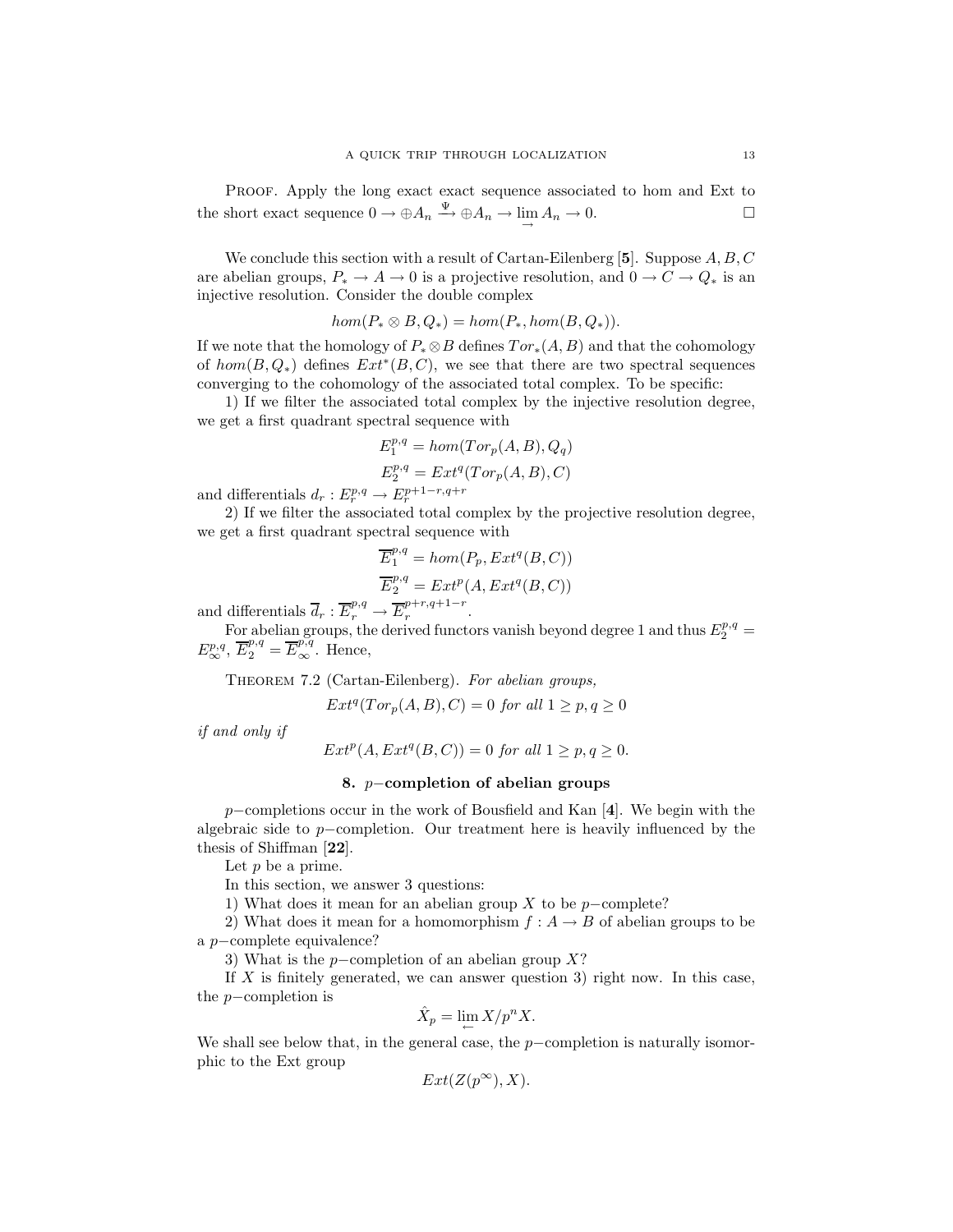Proof. Apply the long exact exact sequence associated to hom and Ext to the short exact sequence $0 \to \oplus A_n \xrightarrow{\Psi} \oplus A_n \to \varinjlim A_n \to 0$. □

We conclude this section with a result of Cartan-Eilenberg [**5**]. Suppose $A, B, C$ are abelian groups, $P_* \to A \to 0$ is a projective resolution, and $0 \to C \to Q_*$ is an injective resolution. Consider the double complex

$$hom(P_* \otimes B, Q_*) = hom(P_*, hom(B, Q_*)).$$

If we note that the homology of $P_* \otimes B$ defines $Tor_*(A, B)$ and that the cohomology of $hom(B, Q_*)$ defines $Ext^*(B, C)$, we see that there are two spectral sequences converging to the cohomology of the associated total complex. To be specific:

1) If we filter the associated total complex by the injective resolution degree, we get a first quadrant spectral sequence with

$$E_1^{p,q} = hom(Tor_p(A, B), Q_q)$$
$$E_2^{p,q} = Ext^q(Tor_p(A, B), C)$$

and differentials $d_r : E_r^{p,q} \to E_r^{p+1-r, q+r}$

2) If we filter the associated total complex by the projective resolution degree, we get a first quadrant spectral sequence with

$$\overline{E}_1^{p,q} = hom(P_p, Ext^q(B, C))$$
$$\overline{E}_2^{p,q} = Ext^p(A, Ext^q(B, C))$$

and differentials $\overline{d}_r : \overline{E}_r^{p,q} \to \overline{E}_r^{p+r, q+1-r}$.

For abelian groups, the derived functors vanish beyond degree 1 and thus $E_2^{p,q} = E_\infty^{p,q}$, $\overline{E}_2^{p,q} = \overline{E}_\infty^{p,q}$. Hence,

Theorem 7.2 (Cartan-Eilenberg). *For abelian groups,*

$$Ext^q(Tor_p(A, B), C) = 0 \textit{ for all } 1 \geq p, q \geq 0$$

*if and only if*

$$Ext^p(A, Ext^q(B, C)) = 0 \textit{ for all } 1 \geq p, q \geq 0.$$

## 8. $p-$completion of abelian groups

$p-$completions occur in the work of Bousfield and Kan [**4**]. We begin with the algebraic side to $p-$completion. Our treatment here is heavily influenced by the thesis of Shiffman [**22**].

Let $p$ be a prime.

In this section, we answer 3 questions:

1) What does it mean for an abelian group $X$ to be $p-$complete?

2) What does it mean for a homomorphism $f : A \to B$ of abelian groups to be a $p-$complete equivalence?

3) What is the $p-$completion of an abelian group $X$?

If $X$ is finitely generated, we can answer question 3) right now. In this case, the $p-$completion is

$$\hat{X}_p = \varprojlim X/p^n X.$$

We shall see below that, in the general case, the $p-$completion is naturally isomorphic to the Ext group

$$Ext(Z(p^\infty), X).$$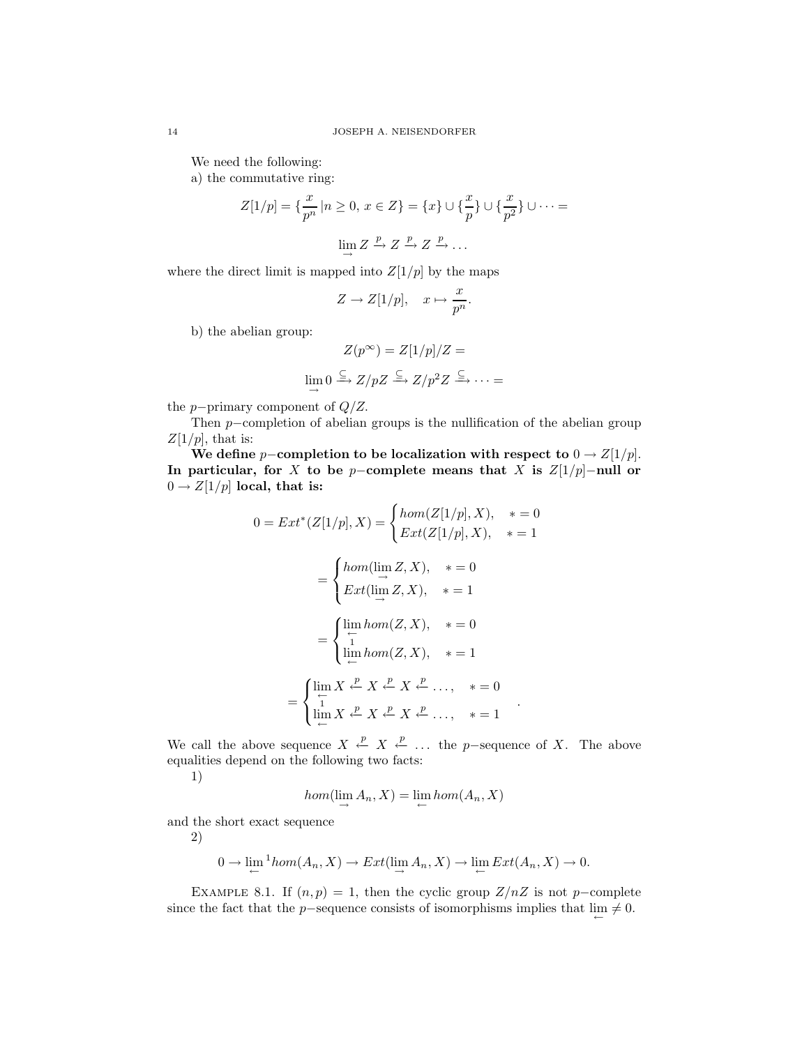We need the following:

a) the commutative ring:

$$Z[1/p] = \{\frac{x}{p^n}\,|n \geq 0,\, x \in Z\} = \{x\} \cup \{\frac{x}{p}\} \cup \{\frac{x}{p^2}\} \cup \cdots =$$

$$\lim_{\rightarrow} Z \xrightarrow{p} Z \xrightarrow{p} Z \xrightarrow{p} \ldots$$

where the direct limit is mapped into $Z[1/p]$ by the maps

$$Z \to Z[1/p], \quad x \mapsto \frac{x}{p^n}.$$

b) the abelian group:

$$Z(p^\infty) = Z[1/p]/Z =$$

$$\lim_{\rightarrow} 0 \xrightarrow{\subseteq} Z/pZ \xrightarrow{\subseteq} Z/p^2Z \xrightarrow{\subseteq} \cdots =$$

the $p-$primary component of $Q/Z$.

Then $p-$completion of abelian groups is the nullification of the abelian group $Z[1/p]$, that is:

**We define $p-$completion to be localization with respect to $0 \to Z[1/p]$. In particular, for $X$ to be $p-$complete means that $X$ is $Z[1/p]-$null or $0 \to Z[1/p]$ local, that is:**

$$0 = Ext^*(Z[1/p], X) = \begin{cases} hom(Z[1/p], X), & * = 0 \\ Ext(Z[1/p], X), & * = 1 \end{cases}$$

$$= \begin{cases} hom(\lim_{\rightarrow} Z, X), & * = 0 \\ Ext(\lim_{\rightarrow} Z, X), & * = 1 \end{cases}$$

$$= \begin{cases} \lim_{\leftarrow} hom(Z, X), & * = 0 \\ \lim_{\leftarrow}{}^1 hom(Z, X), & * = 1 \end{cases}$$

$$= \begin{cases} \lim_{\leftarrow} X \xleftarrow{p} X \xleftarrow{p} X \xleftarrow{p} \ldots, & * = 0 \\ \lim_{\leftarrow}{}^1 X \xleftarrow{p} X \xleftarrow{p} X \xleftarrow{p} \ldots, & * = 1 \end{cases}.$$

We call the above sequence $X \xleftarrow{p} X \xleftarrow{p} \ldots$ the $p-$sequence of $X$. The above equalities depend on the following two facts:

1)

$$hom(\lim_{\rightarrow} A_n, X) = \lim_{\leftarrow} hom(A_n, X)$$

and the short exact sequence

2)

$$0 \to \lim_{\leftarrow}{}^1 hom(A_n, X) \to Ext(\lim_{\rightarrow} A_n, X) \to \lim_{\leftarrow} Ext(A_n, X) \to 0.$$

Example 8.1. If $(n, p) = 1$, then the cyclic group $Z/nZ$ is not $p-$complete since the fact that the $p-$sequence consists of isomorphisms implies that $\lim_{\leftarrow} \neq 0$.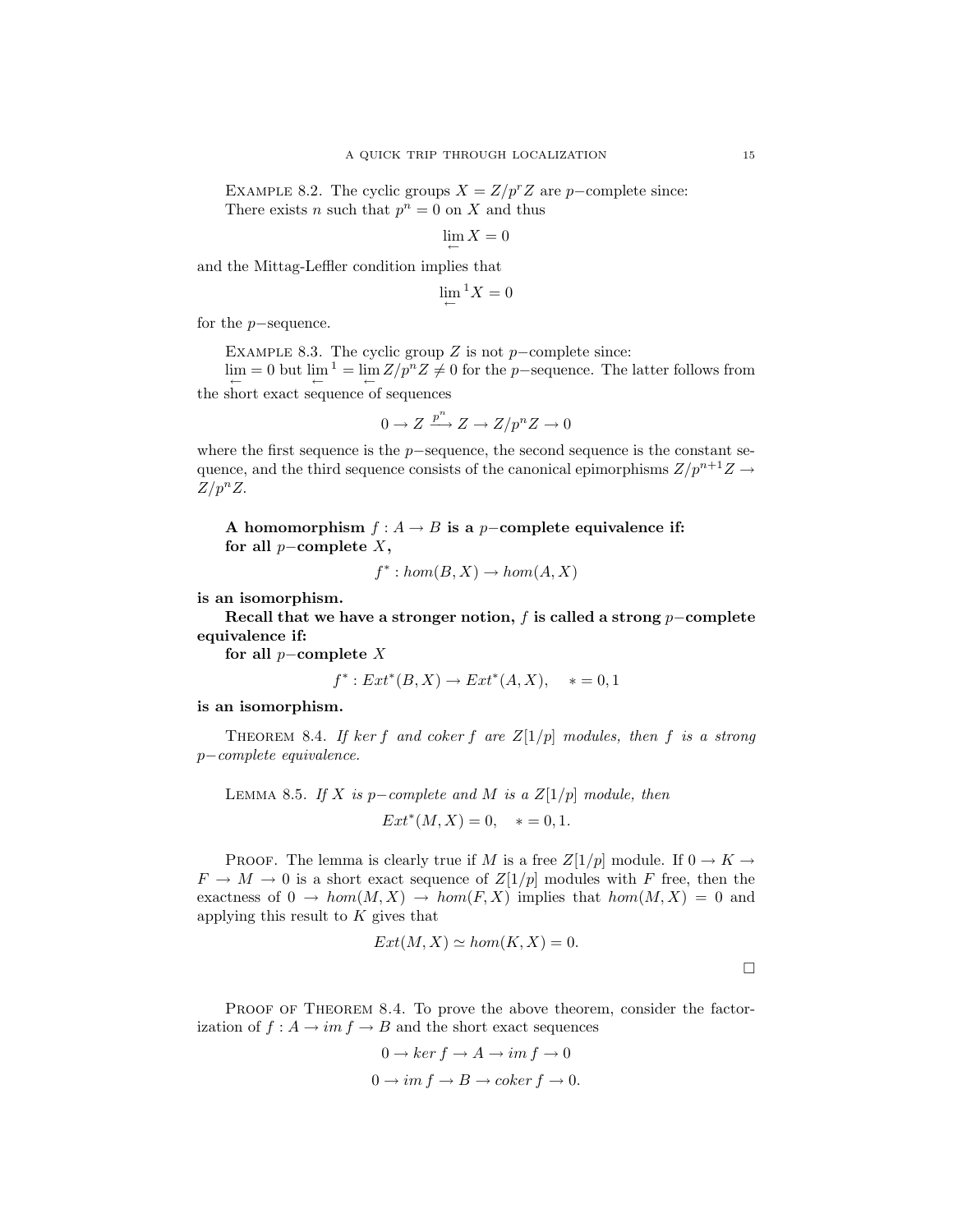Example 8.2. The cyclic groups $X = Z/p^rZ$ are $p-$complete since:
There exists $n$ such that $p^n = 0$ on $X$ and thus

$$\lim_{\leftarrow} X = 0$$

and the Mittag-Leffler condition implies that

$$\lim_{\leftarrow}{}^1 X = 0$$

for the $p-$sequence.

Example 8.3. The cyclic group $Z$ is not $p-$complete since:
$\lim\limits_{\leftarrow} = 0$ but $\lim\limits_{\leftarrow}{}^1 = \lim\limits_{\leftarrow} Z/p^nZ \neq 0$ for the $p-$sequence. The latter follows from the short exact sequence of sequences

$$0 \to Z \xrightarrow{p^n} Z \to Z/p^nZ \to 0$$

where the first sequence is the $p-$sequence, the second sequence is the constant sequence, and the third sequence consists of the canonical epimorphisms $Z/p^{n+1}Z \to Z/p^nZ$.

**A homomorphism $f : A \to B$ is a $p-$complete equivalence if:**
**for all $p-$complete $X$,**

$$f^* : hom(B, X) \to hom(A, X)$$

**is an isomorphism.**

**Recall that we have a stronger notion, $f$ is called a strong $p-$complete equivalence if:**
**for all $p-$complete $X$**

$$f^* : Ext^*(B, X) \to Ext^*(A, X), \quad * = 0, 1$$

**is an isomorphism.**

Theorem 8.4. *If $ker\, f$ and $coker\, f$ are $Z[1/p]$ modules, then $f$ is a strong $p-$complete equivalence.*

Lemma 8.5. *If $X$ is $p-$complete and $M$ is a $Z[1/p]$ module, then*

$$Ext^*(M, X) = 0, \quad * = 0, 1.$$

Proof. The lemma is clearly true if $M$ is a free $Z[1/p]$ module. If $0 \to K \to F \to M \to 0$ is a short exact sequence of $Z[1/p]$ modules with $F$ free, then the exactness of $0 \to hom(M, X) \to hom(F, X)$ implies that $hom(M, X) = 0$ and applying this result to $K$ gives that

$$Ext(M, X) \simeq hom(K, X) = 0.$$

□

Proof of Theorem 8.4. To prove the above theorem, consider the factorization of $f : A \to im\, f \to B$ and the short exact sequences

$$0 \to ker\, f \to A \to im\, f \to 0$$

$$0 \to im\, f \to B \to coker\, f \to 0.$$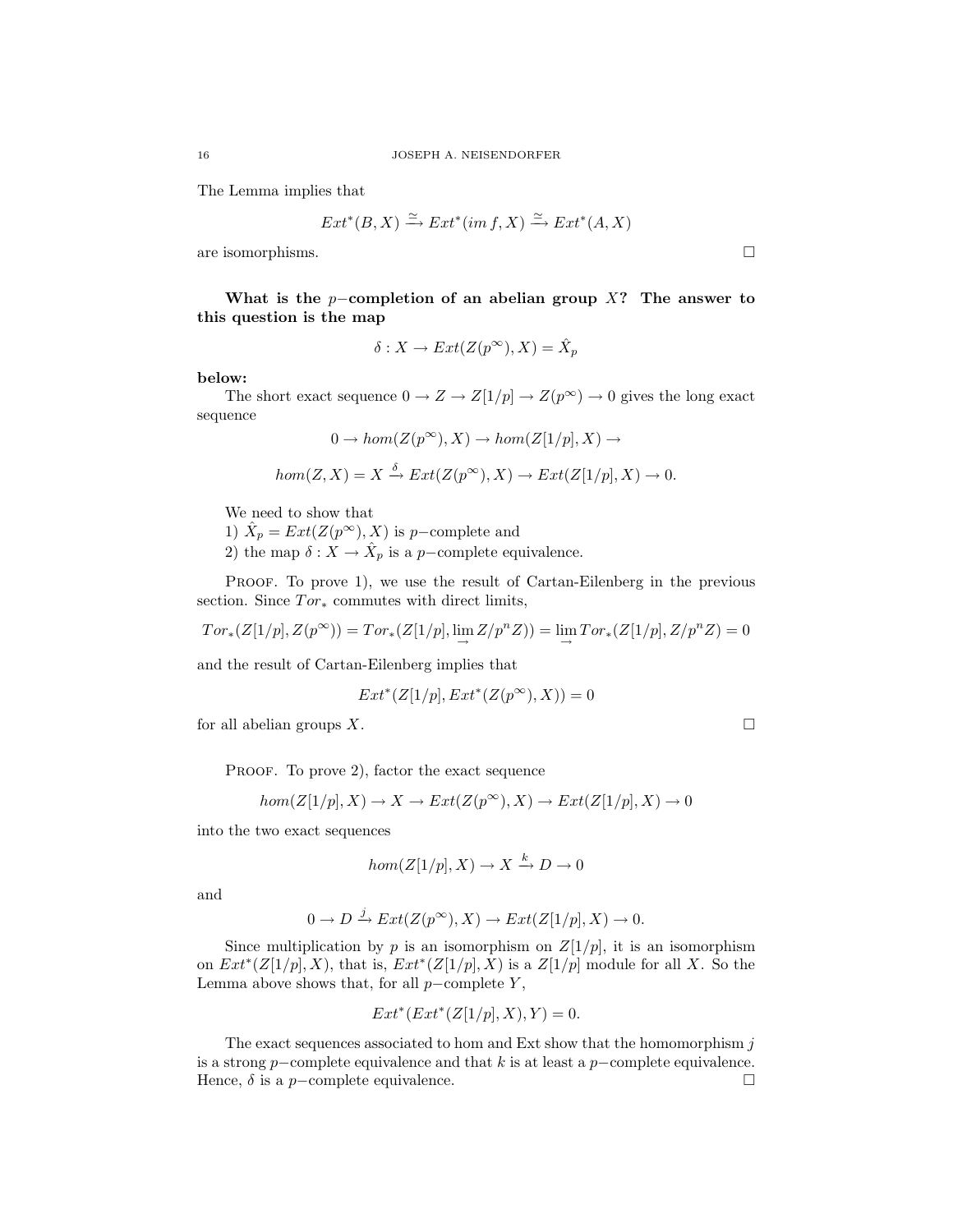The Lemma implies that

$$Ext^*(B, X) \xrightarrow{\cong} Ext^*(im\, f, X) \xrightarrow{\cong} Ext^*(A, X)$$

are isomorphisms. $\square$

**What is the $p-$completion of an abelian group $X$? The answer to this question is the map**

$$\delta : X \to Ext(Z(p^\infty), X) = \hat{X}_p$$

**below:**

The short exact sequence $0 \to Z \to Z[1/p] \to Z(p^\infty) \to 0$ gives the long exact sequence

$$0 \to hom(Z(p^\infty), X) \to hom(Z[1/p], X) \to$$

$$hom(Z, X) = X \xrightarrow{\delta} Ext(Z(p^\infty), X) \to Ext(Z[1/p], X) \to 0.$$

We need to show that

1) $\hat{X}_p = Ext(Z(p^\infty), X)$ is $p-$complete and

2) the map $\delta : X \to \hat{X}_p$ is a $p-$complete equivalence.

Proof. To prove 1), we use the result of Cartan-Eilenberg in the previous section. Since $Tor_*$ commutes with direct limits,

$$Tor_*(Z[1/p], Z(p^\infty)) = Tor_*(Z[1/p], \lim_{\rightarrow} Z/p^n Z)) = \lim_{\rightarrow} Tor_*(Z[1/p], Z/p^n Z) = 0$$

and the result of Cartan-Eilenberg implies that

$$Ext^*(Z[1/p], Ext^*(Z(p^\infty), X)) = 0$$

for all abelian groups $X$. $\square$

Proof. To prove 2), factor the exact sequence

$$hom(Z[1/p], X) \to X \to Ext(Z(p^\infty), X) \to Ext(Z[1/p], X) \to 0$$

into the two exact sequences

$$hom(Z[1/p], X) \to X \xrightarrow{k} D \to 0$$

and

$$0 \to D \xrightarrow{j} Ext(Z(p^\infty), X) \to Ext(Z[1/p], X) \to 0.$$

Since multiplication by $p$ is an isomorphism on $Z[1/p]$, it is an isomorphism on $Ext^*(Z[1/p], X)$, that is, $Ext^*(Z[1/p], X)$ is a $Z[1/p]$ module for all $X$. So the Lemma above shows that, for all $p-$complete $Y$,

$$Ext^*(Ext^*(Z[1/p], X), Y) = 0.$$

The exact sequences associated to hom and Ext show that the homomorphism $j$ is a strong $p-$complete equivalence and that $k$ is at least a $p-$complete equivalence. Hence, $\delta$ is a $p-$complete equivalence. $\square$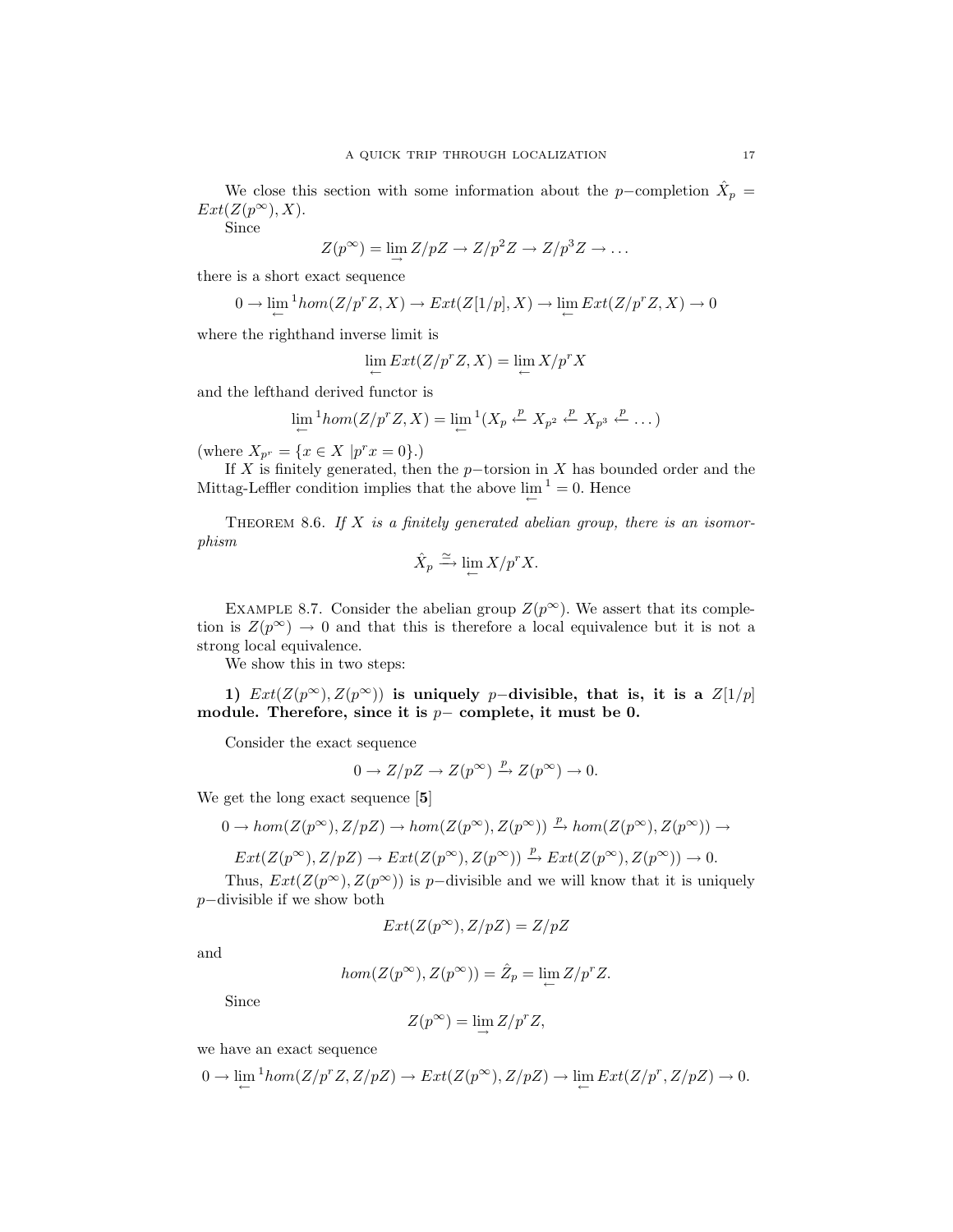We close this section with some information about the $p$−completion $\hat{X}_p = Ext(Z(p^\infty), X)$.

Since

$$Z(p^\infty) = \lim_{\rightarrow} Z/pZ \rightarrow Z/p^2Z \rightarrow Z/p^3Z \rightarrow \dots$$

there is a short exact sequence

$$0 \rightarrow \lim_{\leftarrow}{}^1 hom(Z/p^rZ, X) \rightarrow Ext(Z[1/p], X) \rightarrow \lim_{\leftarrow} Ext(Z/p^rZ, X) \rightarrow 0$$

where the righthand inverse limit is

$$\lim_{\leftarrow} Ext(Z/p^rZ, X) = \lim_{\leftarrow} X/p^rX$$

and the lefthand derived functor is

$$\lim_{\leftarrow}{}^1 hom(Z/p^rZ, X) = \lim_{\leftarrow}{}^1 (X_p \xleftarrow{p} X_{p^2} \xleftarrow{p} X_{p^3} \xleftarrow{p} \dots)$$

(where $X_{p^r} = \{x \in X \mid p^r x = 0\}$.)

If $X$ is finitely generated, then the $p$−torsion in $X$ has bounded order and the Mittag-Leffler condition implies that the above $\lim_{\leftarrow}{}^1 = 0$. Hence

Theorem 8.6. *If $X$ is a finitely generated abelian group, there is an isomorphism*

$$\hat{X}_p \xrightarrow{\simeq} \lim_{\leftarrow} X/p^rX.$$

Example 8.7. Consider the abelian group $Z(p^\infty)$. We assert that its completion is $Z(p^\infty) \rightarrow 0$ and that this is therefore a local equivalence but it is not a strong local equivalence.

We show this in two steps:

**1) $Ext(Z(p^\infty), Z(p^\infty))$ is uniquely $p$−divisible, that is, it is a $Z[1/p]$ module. Therefore, since it is $p$− complete, it must be 0.**

Consider the exact sequence

$$0 \rightarrow Z/pZ \rightarrow Z(p^\infty) \xrightarrow{p} Z(p^\infty) \rightarrow 0.$$

We get the long exact sequence [**5**]

$$0 \rightarrow hom(Z(p^\infty), Z/pZ) \rightarrow hom(Z(p^\infty), Z(p^\infty)) \xrightarrow{p} hom(Z(p^\infty), Z(p^\infty)) \rightarrow$$

$$Ext(Z(p^\infty), Z/pZ) \rightarrow Ext(Z(p^\infty), Z(p^\infty)) \xrightarrow{p} Ext(Z(p^\infty), Z(p^\infty)) \rightarrow 0.$$

Thus, $Ext(Z(p^\infty), Z(p^\infty))$ is $p$−divisible and we will know that it is uniquely $p$−divisible if we show both

$$Ext(Z(p^\infty), Z/pZ) = Z/pZ$$

and

$$hom(Z(p^\infty), Z(p^\infty)) = \hat{Z}_p = \lim_{\leftarrow} Z/p^rZ.$$

Since

$$Z(p^\infty) = \lim_{\rightarrow} Z/p^rZ,$$

we have an exact sequence

$$0 \rightarrow \lim_{\leftarrow}{}^1 hom(Z/p^rZ, Z/pZ) \rightarrow Ext(Z(p^\infty), Z/pZ) \rightarrow \lim_{\leftarrow} Ext(Z/p^r, Z/pZ) \rightarrow 0.$$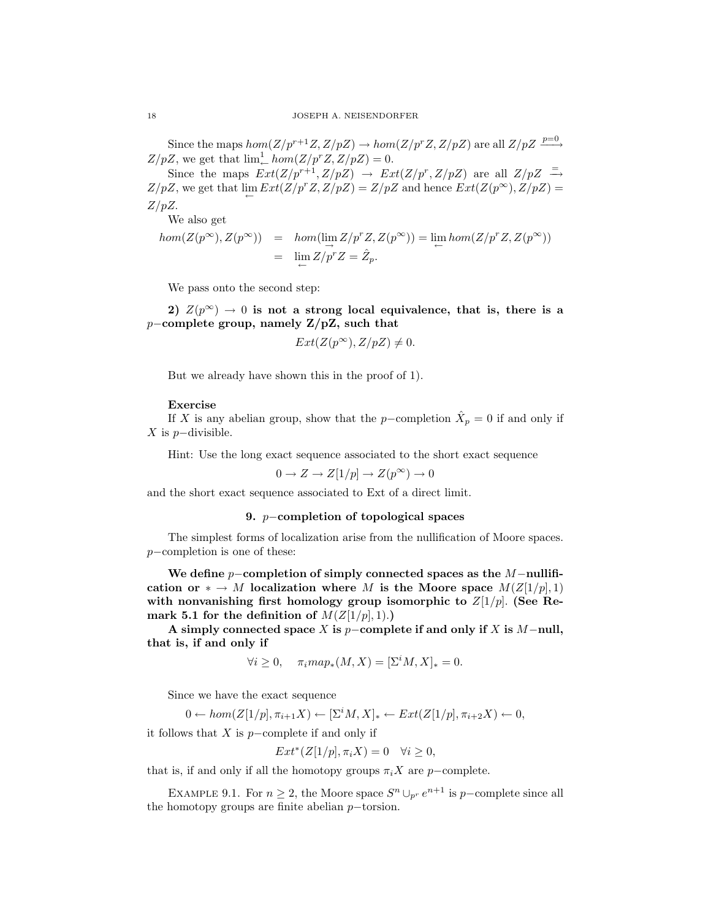Since the maps $hom(Z/p^{r+1}Z, Z/pZ) \to hom(Z/p^rZ, Z/pZ)$ are all $Z/pZ \xrightarrow{p=0} Z/pZ$, we get that $\lim^1_{\leftarrow} hom(Z/p^rZ, Z/pZ) = 0$.

Since the maps $Ext(Z/p^{r+1}, Z/pZ) \to Ext(Z/p^r, Z/pZ)$ are all $Z/pZ \xrightarrow{=} Z/pZ$, we get that $\lim\limits_{\leftarrow} Ext(Z/p^rZ, Z/pZ) = Z/pZ$ and hence $Ext(Z(p^\infty), Z/pZ) = Z/pZ$.

We also get

$$
\begin{aligned}
hom(Z(p^\infty), Z(p^\infty)) &= hom(\lim_{\rightarrow} Z/p^rZ, Z(p^\infty)) = \lim_{\leftarrow} hom(Z/p^rZ, Z(p^\infty)) \\
&= \lim_{\leftarrow} Z/p^rZ = \hat{Z}_p.
\end{aligned}
$$

We pass onto the second step:

**2) $Z(p^\infty) \to 0$ is not a strong local equivalence, that is, there is a $p-$complete group, namely Z/pZ, such that**

$$Ext(Z(p^\infty), Z/pZ) \neq 0.$$

But we already have shown this in the proof of 1).

**Exercise**

If $X$ is any abelian group, show that the $p-$completion $\hat{X}_p = 0$ if and only if $X$ is $p-$divisible.

Hint: Use the long exact sequence associated to the short exact sequence

$$0 \to Z \to Z[1/p] \to Z(p^\infty) \to 0$$

and the short exact sequence associated to Ext of a direct limit.

## 9. $p-$completion of topological spaces

The simplest forms of localization arise from the nullification of Moore spaces. $p-$completion is one of these:

**We define $p-$completion of simply connected spaces as the $M-$nullification or $* \to M$ localization where $M$ is the Moore space $M(Z[1/p], 1)$ with nonvanishing first homology group isomorphic to $Z[1/p]$. (See Remark 5.1 for the definition of $M(Z[1/p], 1)$.)**

**A simply connected space $X$ is $p-$complete if and only if $X$ is $M-$null, that is, if and only if**

$$\forall i \geq 0, \quad \pi_i map_*(M, X) = [\Sigma^i M, X]_* = 0.$$

Since we have the exact sequence

$$0 \leftarrow hom(Z[1/p], \pi_{i+1}X) \leftarrow [\Sigma^i M, X]_* \leftarrow Ext(Z[1/p], \pi_{i+2}X) \leftarrow 0,$$

it follows that $X$ is $p-$complete if and only if

$$Ext^*(Z[1/p], \pi_i X) = 0 \quad \forall i \geq 0,$$

that is, if and only if all the homotopy groups $\pi_i X$ are $p-$complete.

Example 9.1. For $n \geq 2$, the Moore space $S^n \cup_{p^r} e^{n+1}$ is $p-$complete since all the homotopy groups are finite abelian $p-$torsion.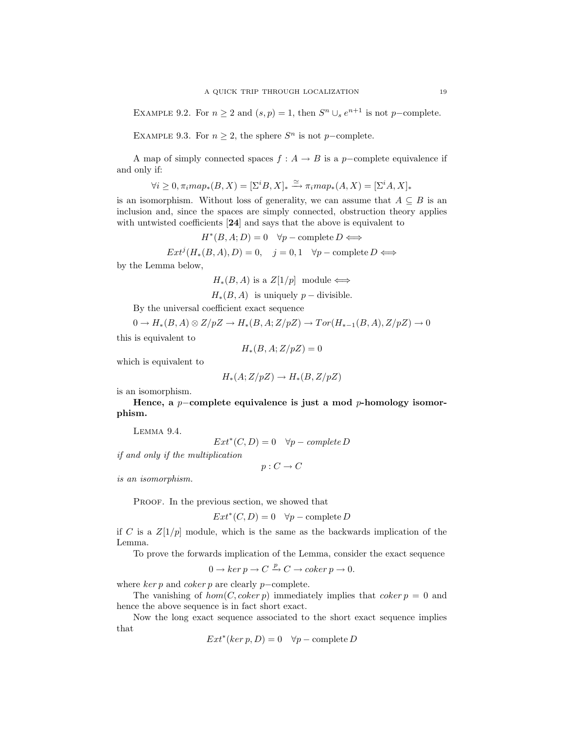Example 9.2. For $n \geq 2$ and $(s, p) = 1$, then $S^n \cup_s e^{n+1}$ is not $p-$complete.

Example 9.3. For $n \geq 2$, the sphere $S^n$ is not $p-$complete.

A map of simply connected spaces $f : A \to B$ is a $p-$complete equivalence if and only if:

$$\forall i \geq 0, \pi_i map_*(B, X) = [\Sigma^i B, X]_* \xrightarrow{\simeq} \pi_i map_*(A, X) = [\Sigma^i A, X]_*$$

is an isomorphism. Without loss of generality, we can assume that $A \subseteq B$ is an inclusion and, since the spaces are simply connected, obstruction theory applies with untwisted coefficients [**24**] and says that the above is equivalent to

$$H^*(B, A; D) = 0 \quad \forall p - \text{complete}\, D \Longleftrightarrow$$

$$Ext^j(H_*(B, A), D) = 0, \quad j = 0, 1 \quad \forall p - \text{complete}\, D \Longleftrightarrow$$

by the Lemma below,

$$H_*(B, A) \text{ is a } Z[1/p] \text{ module} \Longleftrightarrow$$

$$H_*(B, A) \text{ is uniquely } p - \text{divisible.}$$

By the universal coefficient exact sequence

$$0 \to H_*(B, A) \otimes Z/pZ \to H_*(B, A; Z/pZ) \to Tor(H_{*-1}(B, A), Z/pZ) \to 0$$

this is equivalent to

$$H_*(B, A; Z/pZ) = 0$$

which is equivalent to

$$H_*(A; Z/pZ) \to H_*(B, Z/pZ)$$

is an isomorphism.

**Hence, a $p-$complete equivalence is just a mod $p$-homology isomorphism.**

Lemma 9.4.

$$Ext^*(C, D) = 0 \quad \forall p - complete\, D$$

*if and only if the multiplication*

$$p : C \to C$$

*is an isomorphism.*

Proof. In the previous section, we showed that

$$Ext^*(C, D) = 0 \quad \forall p - \text{complete}\, D$$

if $C$ is a $Z[1/p]$ module, which is the same as the backwards implication of the Lemma.

To prove the forwards implication of the Lemma, consider the exact sequence

$$0 \to ker\, p \to C \xrightarrow{p} C \to coker\, p \to 0.$$

where $ker\, p$ and $coker\, p$ are clearly $p-$complete.

The vanishing of $hom(C, coker\, p)$ immediately implies that $coker\, p = 0$ and hence the above sequence is in fact short exact.

Now the long exact sequence associated to the short exact sequence implies that

$$Ext^*(ker\, p, D) = 0 \quad \forall p - \text{complete}\, D$$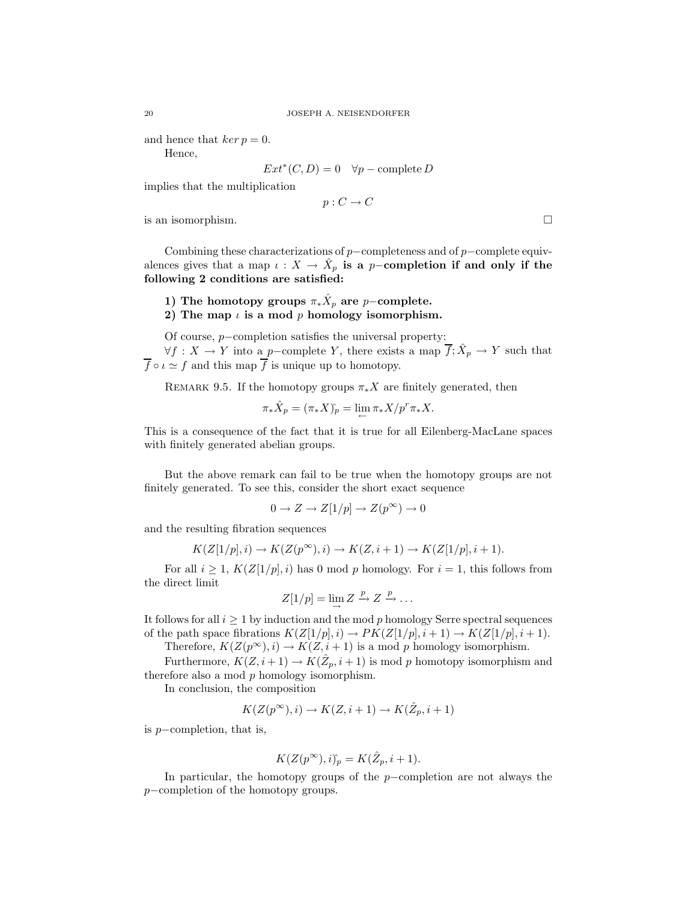and hence that $ker\, p = 0$.

Hence,

$$Ext^*(C, D) = 0 \quad \forall p-\text{complete}\, D$$

implies that the multiplication

$$p : C \to C$$

is an isomorphism. □

Combining these characterizations of $p-$completeness and of $p-$complete equivalences gives that a map $\iota : X \to \hat{X}_p$ **is a $p-$completion if and only if the following 2 conditions are satisfied:**

**1) The homotopy groups $\pi_* \hat{X}_p$ are $p-$complete.**
**2) The map $\iota$ is a mod $p$ homology isomorphism.**

Of course, $p-$completion satisfies the universal property:
$\forall f : X \to Y$ into a $p-$complete $Y$, there exists a map $\overline{f}; \hat{X}_p \to Y$ such that $\overline{f} \circ \iota \simeq f$ and this map $\overline{f}$ is unique up to homotopy.

REMARK 9.5. If the homotopy groups $\pi_* X$ are finitely generated, then

$$\pi_* \hat{X}_p = (\pi_* X)\hat{}_p = \lim_{\leftarrow} \pi_* X / p^r \pi_* X.$$

This is a consequence of the fact that it is true for all Eilenberg-MacLane spaces with finitely generated abelian groups.

But the above remark can fail to be true when the homotopy groups are not finitely generated. To see this, consider the short exact sequence

$$0 \to Z \to Z[1/p] \to Z(p^\infty) \to 0$$

and the resulting fibration sequences

$$K(Z[1/p], i) \to K(Z(p^\infty), i) \to K(Z, i+1) \to K(Z[1/p], i+1).$$

For all $i \geq 1$, $K(Z[1/p], i)$ has 0 mod $p$ homology. For $i = 1$, this follows from the direct limit

$$Z[1/p] = \lim_{\rightarrow} Z \xrightarrow{p} Z \xrightarrow{p} \dots$$

It follows for all $i \geq 1$ by induction and the mod $p$ homology Serre spectral sequences of the path space fibrations $K(Z[1/p], i) \to PK(Z[1/p], i+1) \to K(Z[1/p], i+1)$.

Therefore, $K(Z(p^\infty), i) \to K(Z, i+1)$ is a mod $p$ homology isomorphism.

Furthermore, $K(Z, i+1) \to K(\hat{Z}_p, i+1)$ is mod $p$ homotopy isomorphism and therefore also a mod $p$ homology isomorphism.

In conclusion, the composition

$$K(Z(p^\infty), i) \to K(Z, i+1) \to K(\hat{Z}_p, i+1)$$

is $p-$completion, that is,

$$K(Z(p^\infty), i)\hat{}_p = K(\hat{Z}_p, i+1).$$

In particular, the homotopy groups of the $p-$completion are not always the $p-$completion of the homotopy groups.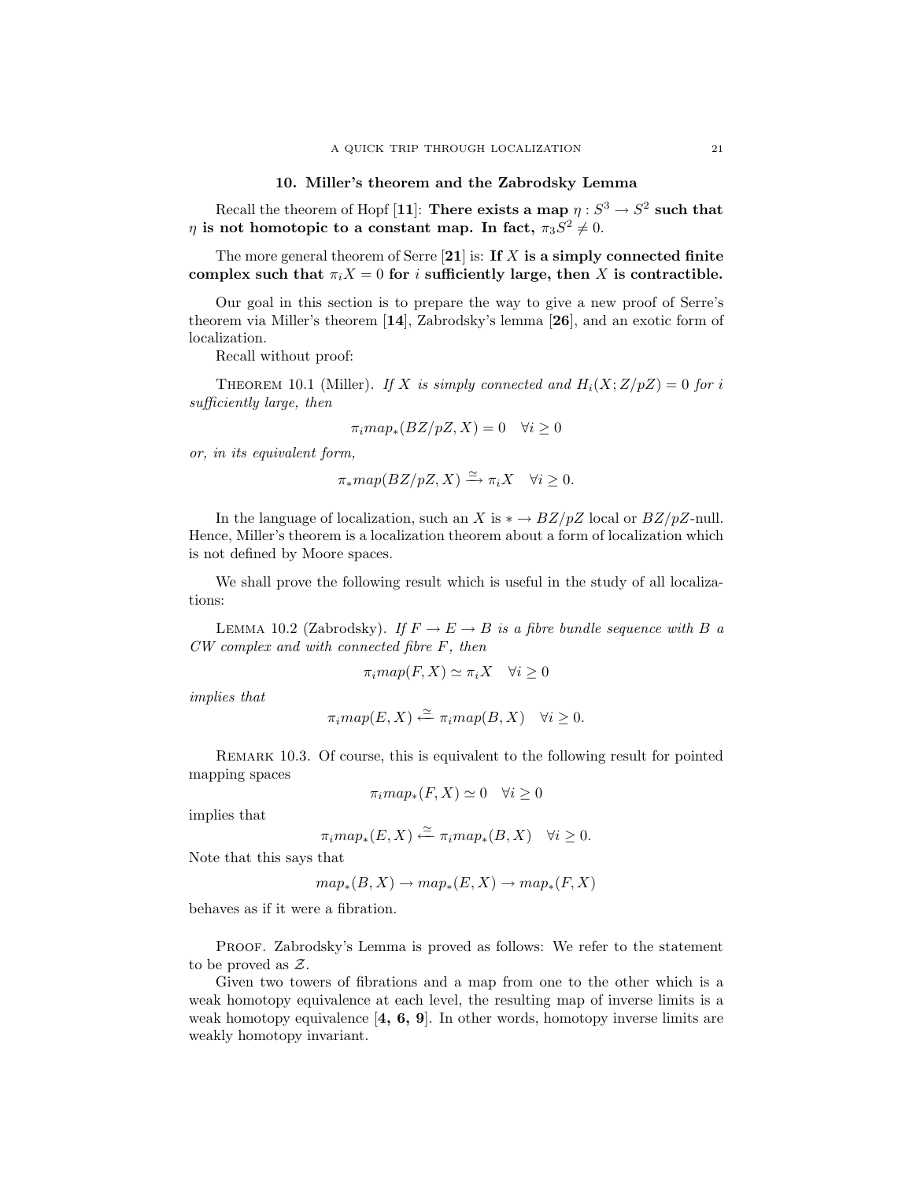## 10. Miller's theorem and the Zabrodsky Lemma

Recall the theorem of Hopf [**11**]: **There exists a map $\eta : S^3 \to S^2$ such that $\eta$ is not homotopic to a constant map. In fact, $\pi_3 S^2 \neq 0$.**

The more general theorem of Serre [**21**] is: **If $X$ is a simply connected finite complex such that $\pi_i X = 0$ for $i$ sufficiently large, then $X$ is contractible.**

Our goal in this section is to prepare the way to give a new proof of Serre's theorem via Miller's theorem [**14**], Zabrodsky's lemma [**26**], and an exotic form of localization.

Recall without proof:

THEOREM 10.1 (Miller). *If $X$ is simply connected and $H_i(X; Z/pZ) = 0$ for $i$ sufficiently large, then*

$$\pi_i map_*(BZ/pZ, X) = 0 \quad \forall i \geq 0$$

*or, in its equivalent form,*

$$\pi_* map(BZ/pZ, X) \xrightarrow{\simeq} \pi_i X \quad \forall i \geq 0.$$

In the language of localization, such an $X$ is $* \to BZ/pZ$ local or $BZ/pZ$-null. Hence, Miller's theorem is a localization theorem about a form of localization which is not defined by Moore spaces.

We shall prove the following result which is useful in the study of all localizations:

LEMMA 10.2 (Zabrodsky). *If $F \to E \to B$ is a fibre bundle sequence with $B$ a CW complex and with connected fibre $F$, then*

$$\pi_i map(F, X) \simeq \pi_i X \quad \forall i \geq 0$$

*implies that*

$$\pi_i map(E, X) \xleftarrow{\simeq} \pi_i map(B, X) \quad \forall i \geq 0.$$

REMARK 10.3. Of course, this is equivalent to the following result for pointed mapping spaces

$$\pi_i map_*(F, X) \simeq 0 \quad \forall i \geq 0$$

implies that

$$\pi_i map_*(E, X) \xleftarrow{\simeq} \pi_i map_*(B, X) \quad \forall i \geq 0.$$

Note that this says that

$$map_*(B, X) \to map_*(E, X) \to map_*(F, X)$$

behaves as if it were a fibration.

PROOF. Zabrodsky's Lemma is proved as follows: We refer to the statement to be proved as $\mathcal{Z}$.

Given two towers of fibrations and a map from one to the other which is a weak homotopy equivalence at each level, the resulting map of inverse limits is a weak homotopy equivalence [**4, 6, 9**]. In other words, homotopy inverse limits are weakly homotopy invariant.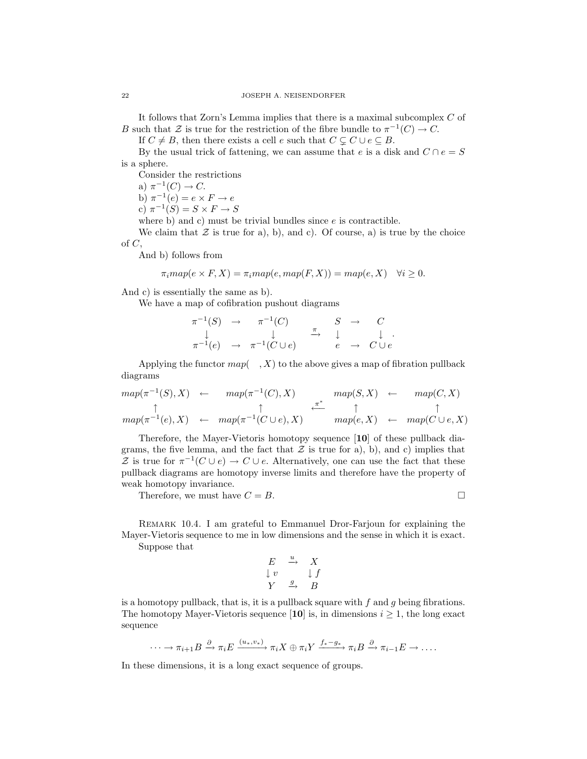It follows that Zorn's Lemma implies that there is a maximal subcomplex $C$ of $B$ such that $\mathcal{Z}$ is true for the restriction of the fibre bundle to $\pi^{-1}(C) \to C$.

If $C \neq B$, then there exists a cell $e$ such that $C \subsetneq C \cup e \subseteq B$.

By the usual trick of fattening, we can assume that $e$ is a disk and $C \cap e = S$ is a sphere.

Consider the restrictions

a) $\pi^{-1}(C) \to C$.

b) $\pi^{-1}(e) = e \times F \to e$

c) $\pi^{-1}(S) = S \times F \to S$

where b) and c) must be trivial bundles since $e$ is contractible.

We claim that $\mathcal{Z}$ is true for a), b), and c). Of course, a) is true by the choice of $C$,

And b) follows from

$$\pi_i map(e \times F, X) = \pi_i map(e, map(F, X)) = map(e, X) \quad \forall i \geq 0.$$

And c) is essentially the same as b).

We have a map of cofibration pushout diagrams

$$\begin{array}{ccc} \pi^{-1}(S) & \to & \pi^{-1}(C) \\ \downarrow & & \downarrow \\ \pi^{-1}(e) & \to & \pi^{-1}(C \cup e) \end{array} \quad \xrightarrow{\pi} \quad \begin{array}{ccc} S & \to & C \\ \downarrow & & \downarrow \\ e & \to & C \cup e \end{array}.$$

Applying the functor $map(\quad, X)$ to the above gives a map of fibration pullback diagrams

$$\begin{array}{ccc} map(\pi^{-1}(S), X) & \leftarrow & map(\pi^{-1}(C), X) \\ \uparrow & & \uparrow \\ map(\pi^{-1}(e), X) & \leftarrow & map(\pi^{-1}(C \cup e), X) \end{array} \quad \xleftarrow{\pi^*} \quad \begin{array}{ccc} map(S, X) & \leftarrow & map(C, X) \\ \uparrow & & \uparrow \\ map(e, X) & \leftarrow & map(C \cup e, X) \end{array}$$

Therefore, the Mayer-Vietoris homotopy sequence [**10**] of these pullback diagrams, the five lemma, and the fact that $\mathcal{Z}$ is true for a), b), and c) implies that $\mathcal{Z}$ is true for $\pi^{-1}(C \cup e) \to C \cup e$. Alternatively, one can use the fact that these pullback diagrams are homotopy inverse limits and therefore have the property of weak homotopy invariance.

Therefore, we must have $C = B$. $\square$

Remark 10.4. I am grateful to Emmanuel Dror-Farjoun for explaining the Mayer-Vietoris sequence to me in low dimensions and the sense in which it is exact.

Suppose that

$$\begin{array}{ccc} E & \xrightarrow{u} & X \\ \downarrow v & & \downarrow f \\ Y & \xrightarrow{g} & B \end{array}$$

is a homotopy pullback, that is, it is a pullback square with $f$ and $g$ being fibrations. The homotopy Mayer-Vietoris sequence [**10**] is, in dimensions $i \geq 1$, the long exact sequence

$$\cdots \to \pi_{i+1} B \xrightarrow{\partial} \pi_i E \xrightarrow{(u_*, v_*)} \pi_i X \oplus \pi_i Y \xrightarrow{f_* - g_*} \pi_i B \xrightarrow{\partial} \pi_{i-1} E \to \ldots.$$

In these dimensions, it is a long exact sequence of groups.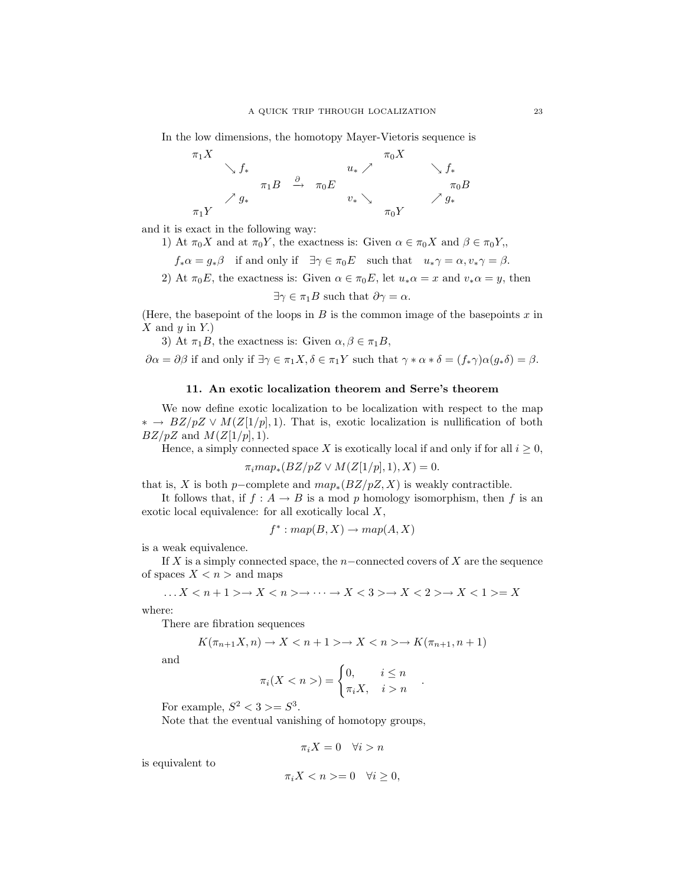In the low dimensions, the homotopy Mayer-Vietoris sequence is

$$
\begin{array}{ccccccccc}
\pi_1 X & & & & & & \pi_0 X & & \\
& \searrow f_* & & & & u_* \nearrow & & \searrow f_* & \\
& & \pi_1 B & \xrightarrow{\partial} & \pi_0 E & & & & \pi_0 B \\
& \nearrow g_* & & & & v_* \searrow & & \nearrow g_* & \\
\pi_1 Y & & & & & & \pi_0 Y & &
\end{array}
$$

and it is exact in the following way:

1) At $\pi_0 X$ and at $\pi_0 Y$, the exactness is: Given $\alpha \in \pi_0 X$ and $\beta \in \pi_0 Y$,,

$$f_* \alpha = g_* \beta \quad \text{if and only if} \quad \exists \gamma \in \pi_0 E \quad \text{such that} \quad u_* \gamma = \alpha, v_* \gamma = \beta.$$

2) At $\pi_0 E$, the exactness is: Given $\alpha \in \pi_0 E$, let $u_* \alpha = x$ and $v_* \alpha = y$, then

$$\exists \gamma \in \pi_1 B \text{ such that } \partial \gamma = \alpha.$$

(Here, the basepoint of the loops in $B$ is the common image of the basepoints $x$ in $X$ and $y$ in $Y$.)

3) At $\pi_1 B$, the exactness is: Given $\alpha, \beta \in \pi_1 B$,

$$\partial \alpha = \partial \beta \text{ if and only if } \exists \gamma \in \pi_1 X, \delta \in \pi_1 Y \text{ such that } \gamma * \alpha * \delta = (f_* \gamma) \alpha (g_* \delta) = \beta.$$

## 11. An exotic localization theorem and Serre's theorem

We now define exotic localization to be localization with respect to the map $* \to BZ/pZ \vee M(Z[1/p], 1)$. That is, exotic localization is nullification of both $BZ/pZ$ and $M(Z[1/p], 1)$.

Hence, a simply connected space $X$ is exotically local if and only if for all $i \geq 0$,

$$\pi_i map_*(BZ/pZ \vee M(Z[1/p], 1), X) = 0.$$

that is, $X$ is both $p-$complete and $map_*(BZ/pZ, X)$ is weakly contractible.

It follows that, if $f : A \to B$ is a mod $p$ homology isomorphism, then $f$ is an exotic local equivalence: for all exotically local $X$,

$$f^* : map(B, X) \to map(A, X)$$

is a weak equivalence.

If $X$ is a simply connected space, the $n-$connected covers of $X$ are the sequence of spaces $X < n >$ and maps

$$\ldots X < n+1 > \to X < n > \to \cdots \to X < 3 > \to X < 2 > \to X < 1 > = X$$

where:

There are fibration sequences

$$K(\pi_{n+1} X, n) \to X < n+1 > \to X < n > \to K(\pi_{n+1}, n+1)$$

and

$$\pi_i(X < n >) = \begin{cases} 0, & i \leq n \\ \pi_i X, & i > n \end{cases} .$$

For example, $S^2 < 3 > = S^3$.

Note that the eventual vanishing of homotopy groups,

$$\pi_i X = 0 \quad \forall i > n$$

is equivalent to

$$\pi_i X < n > = 0 \quad \forall i \geq 0,$$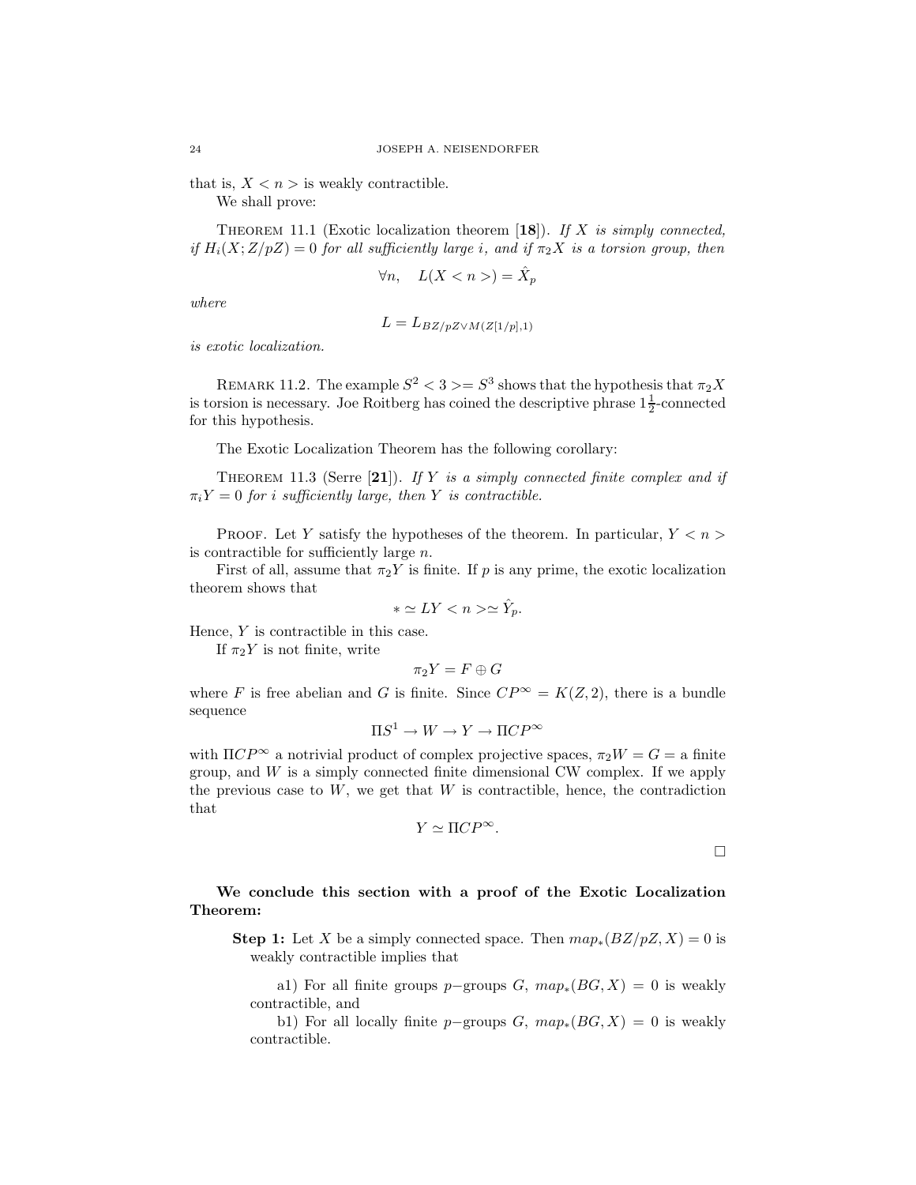that is, $X < n >$ is weakly contractible.

We shall prove:

THEOREM 11.1 (Exotic localization theorem [**18**]). *If $X$ is simply connected, if $H_i(X; Z/pZ) = 0$ for all sufficiently large $i$, and if $\pi_2 X$ is a torsion group, then*

$$\forall n, \quad L(X < n >) = \hat{X}_p$$

*where*

$$L = L_{BZ/pZ \vee M(Z[1/p],1)}$$

*is exotic localization.*

REMARK 11.2. The example $S^2 < 3 >= S^3$ shows that the hypothesis that $\pi_2 X$ is torsion is necessary. Joe Roitberg has coined the descriptive phrase $1\frac{1}{2}$-connected for this hypothesis.

The Exotic Localization Theorem has the following corollary:

THEOREM 11.3 (Serre [**21**]). *If $Y$ is a simply connected finite complex and if $\pi_i Y = 0$ for $i$ sufficiently large, then $Y$ is contractible.*

PROOF. Let $Y$ satisfy the hypotheses of the theorem. In particular, $Y < n >$ is contractible for sufficiently large $n$.

First of all, assume that $\pi_2 Y$ is finite. If $p$ is any prime, the exotic localization theorem shows that

$$* \simeq LY < n > \simeq \hat{Y}_p.$$

Hence, $Y$ is contractible in this case.

If $\pi_2 Y$ is not finite, write

$$\pi_2 Y = F \oplus G$$

where $F$ is free abelian and $G$ is finite. Since $CP^\infty = K(Z, 2)$, there is a bundle sequence

$$\Pi S^1 \to W \to Y \to \Pi CP^\infty$$

with $\Pi CP^\infty$ a notrivial product of complex projective spaces, $\pi_2 W = G =$ a finite group, and $W$ is a simply connected finite dimensional CW complex. If we apply the previous case to $W$, we get that $W$ is contractible, hence, the contradiction that

$$Y \simeq \Pi CP^\infty.$$

$\square$

**We conclude this section with a proof of the Exotic Localization Theorem:**

**Step 1:** Let $X$ be a simply connected space. Then $map_*(BZ/pZ, X) = 0$ is weakly contractible implies that

a1) For all finite groups $p-$groups $G$, $map_*(BG, X) = 0$ is weakly contractible, and

b1) For all locally finite $p-$groups $G$, $map_*(BG, X) = 0$ is weakly contractible.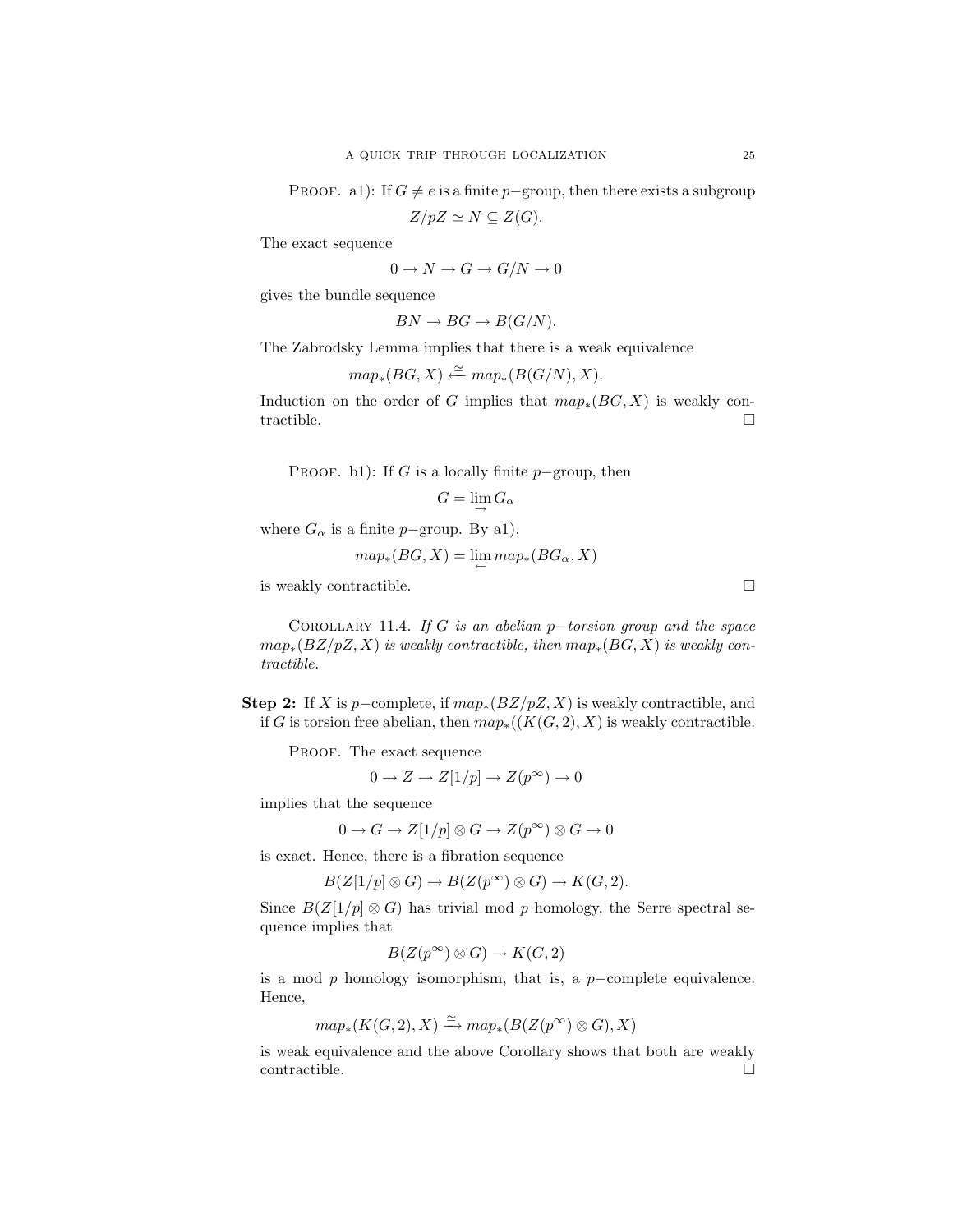PROOF. a1): If $G \neq e$ is a finite $p-$group, then there exists a subgroup

$$Z/pZ \simeq N \subseteq Z(G).$$

The exact sequence

$$0 \to N \to G \to G/N \to 0$$

gives the bundle sequence

$$BN \to BG \to B(G/N).$$

The Zabrodsky Lemma implies that there is a weak equivalence

$$map_*(BG, X) \xleftarrow{\simeq} map_*(B(G/N), X).$$

Induction on the order of $G$ implies that $map_*(BG, X)$ is weakly contractible. □

PROOF. b1): If $G$ is a locally finite $p-$group, then

$$G = \lim_{\to} G_\alpha$$

where $G_\alpha$ is a finite $p-$group. By a1),

$$map_*(BG, X) = \lim_{\leftarrow} map_*(BG_\alpha, X)$$

is weakly contractible. □

COROLLARY 11.4. *If $G$ is an abelian $p-$torsion group and the space $map_*(BZ/pZ, X)$ is weakly contractible, then $map_*(BG, X)$ is weakly contractible.*

**Step 2:** If $X$ is $p-$complete, if $map_*(BZ/pZ, X)$ is weakly contractible, and if $G$ is torsion free abelian, then $map_*((K(G, 2), X)$ is weakly contractible.

PROOF. The exact sequence

$$0 \to Z \to Z[1/p] \to Z(p^\infty) \to 0$$

implies that the sequence

$$0 \to G \to Z[1/p] \otimes G \to Z(p^\infty) \otimes G \to 0$$

is exact. Hence, there is a fibration sequence

$$B(Z[1/p] \otimes G) \to B(Z(p^\infty) \otimes G) \to K(G, 2).$$

Since $B(Z[1/p] \otimes G)$ has trivial mod $p$ homology, the Serre spectral sequence implies that

$$B(Z(p^\infty) \otimes G) \to K(G, 2)$$

is a mod $p$ homology isomorphism, that is, a $p-$complete equivalence. Hence,

$$map_*(K(G, 2), X) \xrightarrow{\simeq} map_*(B(Z(p^\infty) \otimes G), X)$$

is weak equivalence and the above Corollary shows that both are weakly contractible. □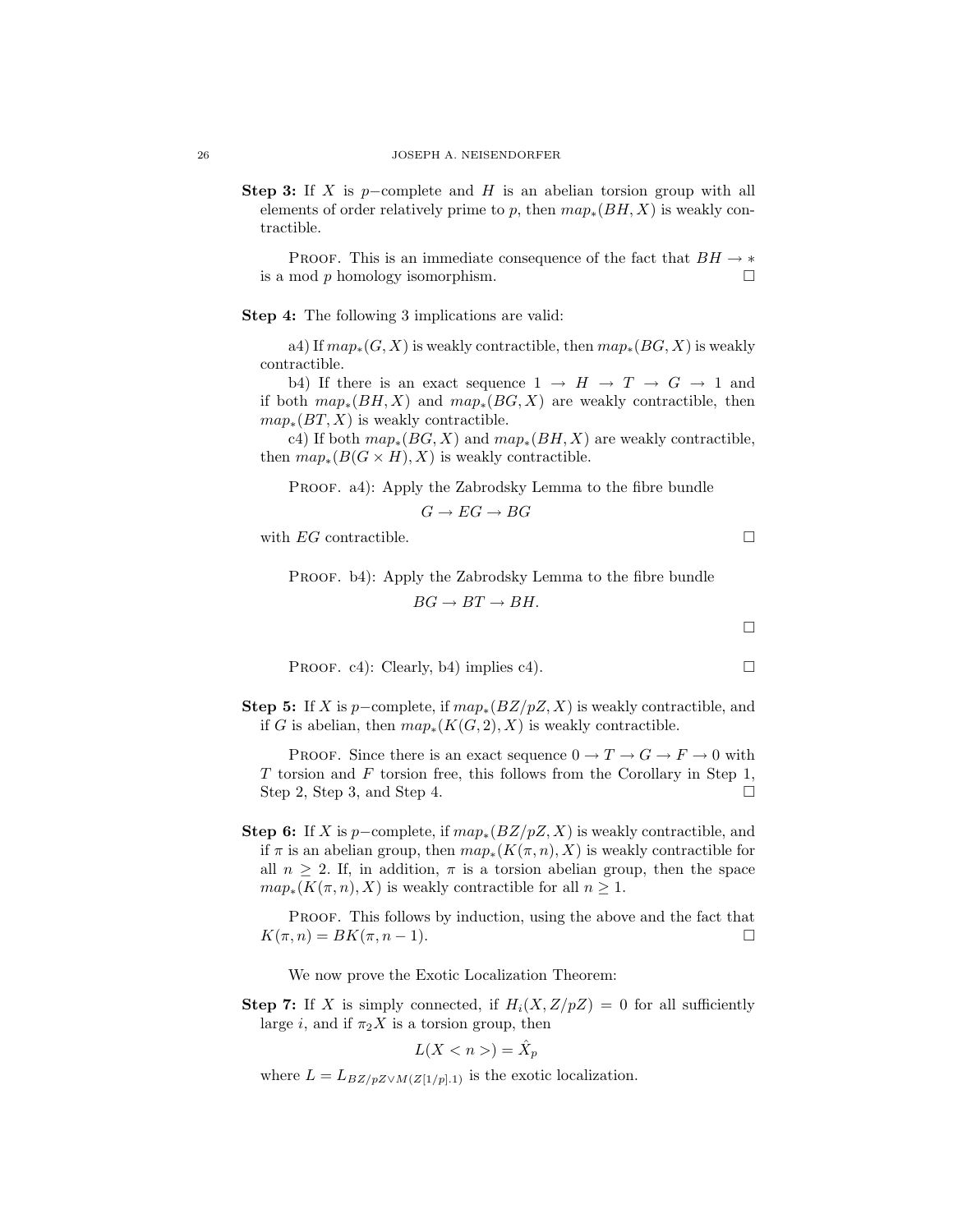**Step 3:** If $X$ is $p-$complete and $H$ is an abelian torsion group with all elements of order relatively prime to $p$, then $map_*(BH, X)$ is weakly contractible.

Proof. This is an immediate consequence of the fact that $BH \to *$ is a mod $p$ homology isomorphism. $\square$

**Step 4:** The following 3 implications are valid:

a4) If $map_*(G, X)$ is weakly contractible, then $map_*(BG, X)$ is weakly contractible.

b4) If there is an exact sequence $1 \to H \to T \to G \to 1$ and if both $map_*(BH, X)$ and $map_*(BG, X)$ are weakly contractible, then $map_*(BT, X)$ is weakly contractible.

c4) If both $map_*(BG, X)$ and $map_*(BH, X)$ are weakly contractible, then $map_*(B(G \times H), X)$ is weakly contractible.

Proof. a4): Apply the Zabrodsky Lemma to the fibre bundle

$$G \to EG \to BG$$

with $EG$ contractible. $\square$

Proof. b4): Apply the Zabrodsky Lemma to the fibre bundle

$$BG \to BT \to BH.$$

$\square$

Proof. c4): Clearly, b4) implies c4). $\square$

**Step 5:** If $X$ is $p-$complete, if $map_*(BZ/pZ, X)$ is weakly contractible, and if $G$ is abelian, then $map_*(K(G, 2), X)$ is weakly contractible.

Proof. Since there is an exact sequence $0 \to T \to G \to F \to 0$ with $T$ torsion and $F$ torsion free, this follows from the Corollary in Step 1, Step 2, Step 3, and Step 4. $\square$

**Step 6:** If $X$ is $p-$complete, if $map_*(BZ/pZ, X)$ is weakly contractible, and if $\pi$ is an abelian group, then $map_*(K(\pi, n), X)$ is weakly contractible for all $n \geq 2$. If, in addition, $\pi$ is a torsion abelian group, then the space $map_*(K(\pi, n), X)$ is weakly contractible for all $n \geq 1$.

Proof. This follows by induction, using the above and the fact that $K(\pi, n) = BK(\pi, n-1)$. $\square$

We now prove the Exotic Localization Theorem:

**Step 7:** If $X$ is simply connected, if $H_i(X, Z/pZ) = 0$ for all sufficiently large $i$, and if $\pi_2 X$ is a torsion group, then

$$L(X < n >) = \hat{X}_p$$

where $L = L_{BZ/pZ \vee M(Z[1/p].1)}$ is the exotic localization.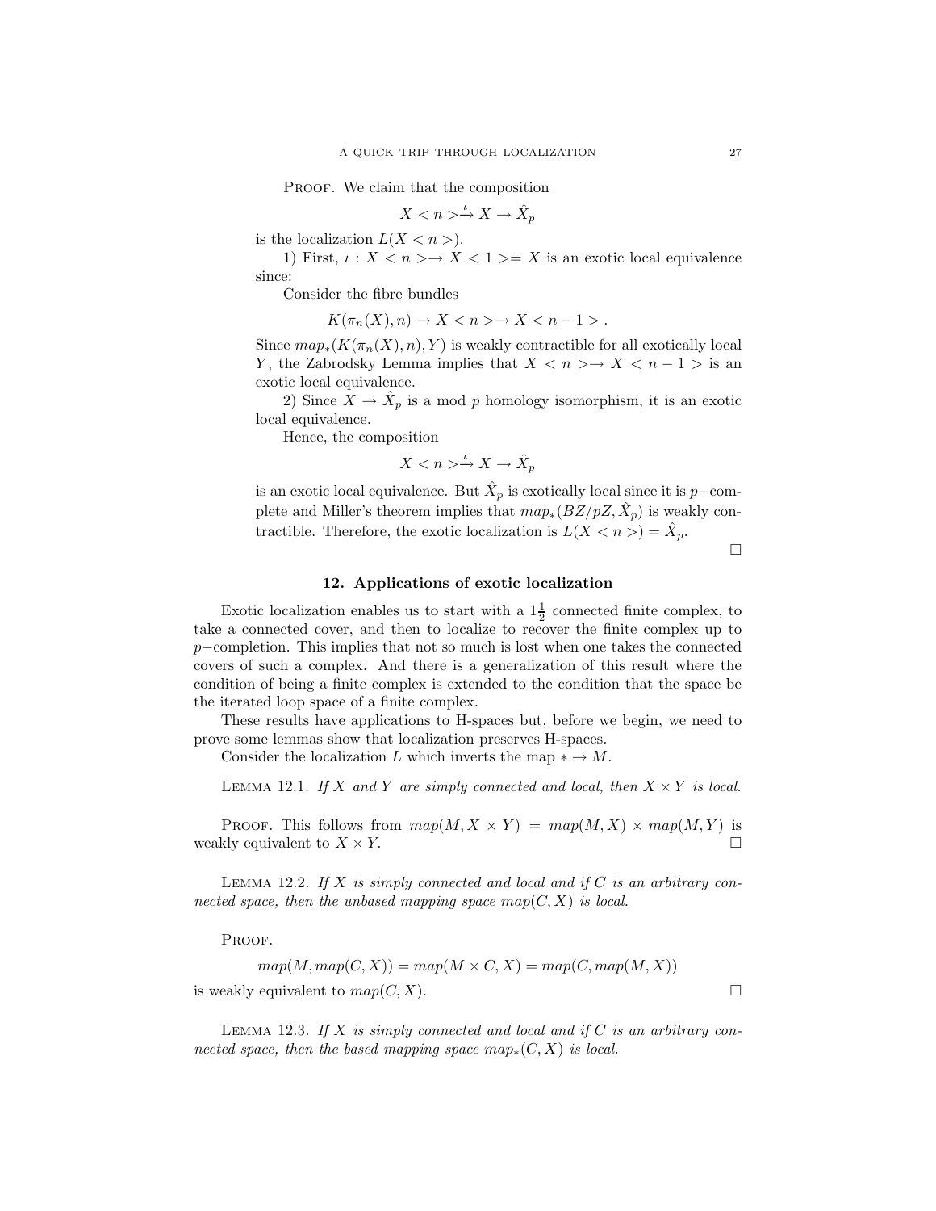Proof. We claim that the composition

$$X < n > \xrightarrow{\iota} X \to \hat{X}_p$$

is the localization $L(X < n >)$.

1) First, $\iota : X < n > \to X < 1 > = X$ is an exotic local equivalence since:

Consider the fibre bundles

$$K(\pi_n(X), n) \to X < n > \to X < n-1 > .$$

Since $map_*(K(\pi_n(X), n), Y)$ is weakly contractible for all exotically local $Y$, the Zabrodsky Lemma implies that $X < n > \to X < n-1 >$ is an exotic local equivalence.

2) Since $X \to \hat{X}_p$ is a mod $p$ homology isomorphism, it is an exotic local equivalence.

Hence, the composition

$$X < n > \xrightarrow{\iota} X \to \hat{X}_p$$

is an exotic local equivalence. But $\hat{X}_p$ is exotically local since it is $p-$complete and Miller's theorem implies that $map_*(BZ/pZ, \hat{X}_p)$ is weakly contractible. Therefore, the exotic localization is $L(X < n >) = \hat{X}_p$.

□

## 12. Applications of exotic localization

Exotic localization enables us to start with a $1\frac{1}{2}$ connected finite complex, to take a connected cover, and then to localize to recover the finite complex up to $p-$completion. This implies that not so much is lost when one takes the connected covers of such a complex. And there is a generalization of this result where the condition of being a finite complex is extended to the condition that the space be the iterated loop space of a finite complex.

These results have applications to H-spaces but, before we begin, we need to prove some lemmas show that localization preserves H-spaces.

Consider the localization $L$ which inverts the map $* \to M$.

Lemma 12.1. *If $X$ and $Y$ are simply connected and local, then $X \times Y$ is local.*

Proof. This follows from $map(M, X \times Y) = map(M, X) \times map(M, Y)$ is weakly equivalent to $X \times Y$. □

Lemma 12.2. *If $X$ is simply connected and local and if $C$ is an arbitrary connected space, then the unbased mapping space $map(C, X)$ is local.*

Proof.

$$map(M, map(C, X)) = map(M \times C, X) = map(C, map(M, X))$$

is weakly equivalent to $map(C, X)$. □

Lemma 12.3. *If $X$ is simply connected and local and if $C$ is an arbitrary connected space, then the based mapping space $map_*(C, X)$ is local.*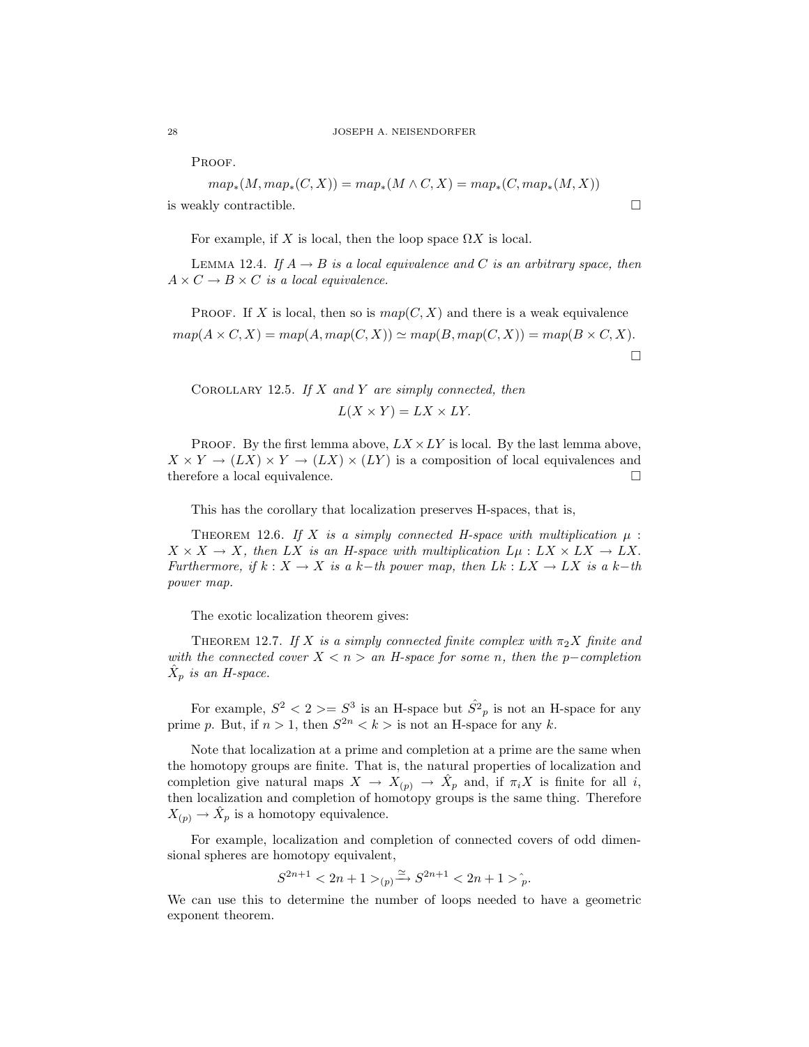Proof.

$$map_*(M, map_*(C, X)) = map_*(M \wedge C, X) = map_*(C, map_*(M, X))$$

is weakly contractible. □

For example, if $X$ is local, then the loop space $\Omega X$ is local.

Lemma 12.4. *If $A \to B$ is a local equivalence and $C$ is an arbitrary space, then $A \times C \to B \times C$ is a local equivalence.*

Proof. If $X$ is local, then so is $map(C, X)$ and there is a weak equivalence

$$map(A \times C, X) = map(A, map(C, X)) \simeq map(B, map(C, X)) = map(B \times C, X).$$

□

Corollary 12.5. *If $X$ and $Y$ are simply connected, then*

$$L(X \times Y) = LX \times LY.$$

Proof. By the first lemma above, $LX \times LY$ is local. By the last lemma above, $X \times Y \to (LX) \times Y \to (LX) \times (LY)$ is a composition of local equivalences and therefore a local equivalence. □

This has the corollary that localization preserves H-spaces, that is,

Theorem 12.6. *If $X$ is a simply connected H-space with multiplication $\mu : X \times X \to X$, then $LX$ is an H-space with multiplication $L\mu : LX \times LX \to LX$. Furthermore, if $k : X \to X$ is a $k-th$ power map, then $Lk : LX \to LX$ is a $k-th$ power map.*

The exotic localization theorem gives:

Theorem 12.7. *If $X$ is a simply connected finite complex with $\pi_2 X$ finite and with the connected cover $X < n >$ an H-space for some $n$, then the $p-$completion $\hat{X}_p$ is an H-space.*

For example, $S^2 < 2 >= S^3$ is an H-space but $\hat{S^2}_p$ is not an H-space for any prime $p$. But, if $n > 1$, then $S^{2n} < k >$ is not an H-space for any $k$.

Note that localization at a prime and completion at a prime are the same when the homotopy groups are finite. That is, the natural properties of localization and completion give natural maps $X \to X_{(p)} \to \hat{X}_p$ and, if $\pi_i X$ is finite for all $i$, then localization and completion of homotopy groups is the same thing. Therefore $X_{(p)} \to \hat{X}_p$ is a homotopy equivalence.

For example, localization and completion of connected covers of odd dimensional spheres are homotopy equivalent,

$$S^{2n+1} < 2n+1 >_{(p)} \xrightarrow{\simeq} S^{2n+1} < 2n+1 >\hat{}_p.$$

We can use this to determine the number of loops needed to have a geometric exponent theorem.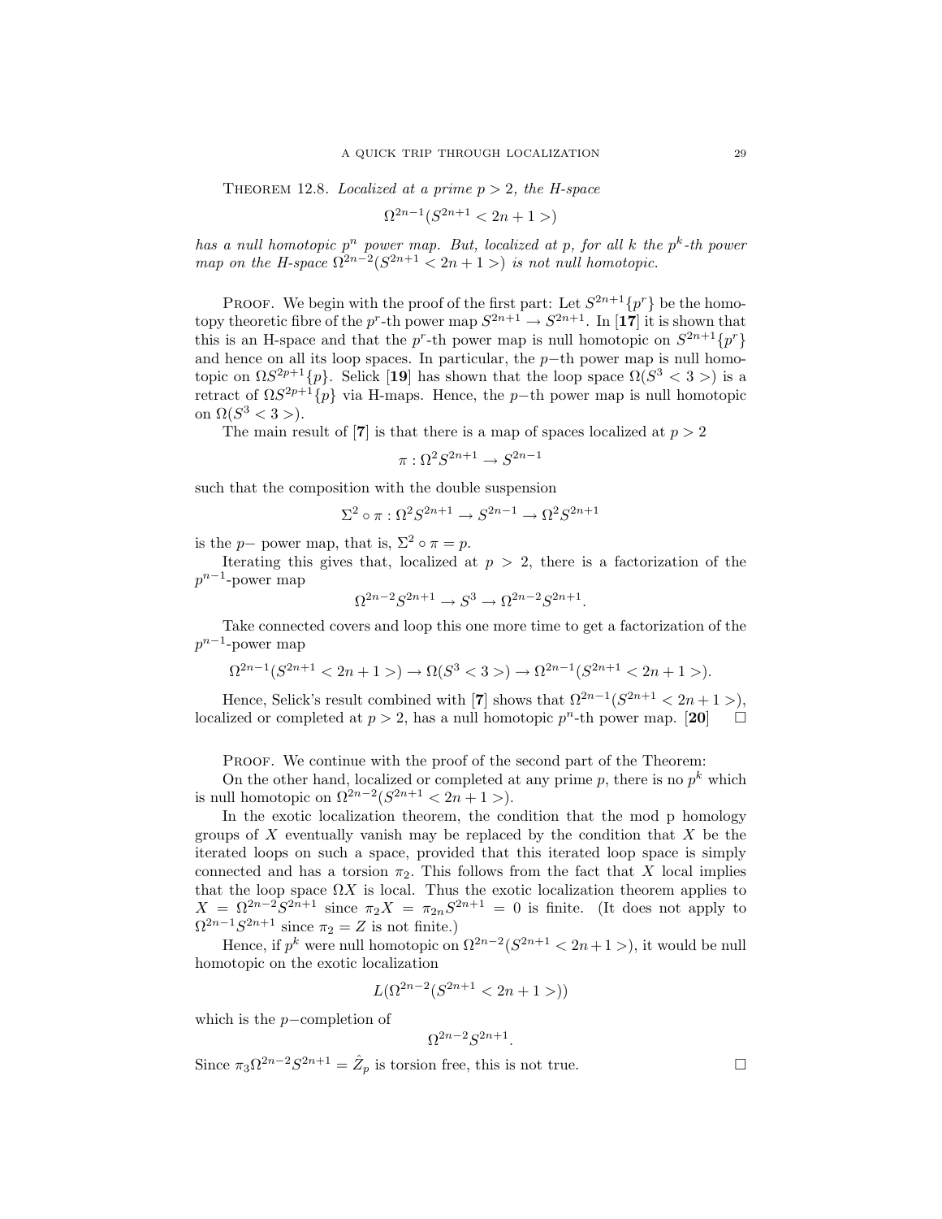Theorem 12.8. *Localized at a prime $p > 2$, the H-space*

$$\Omega^{2n-1}(S^{2n+1} < 2n+1 >)$$

*has a null homotopic $p^n$ power map. But, localized at p, for all k the $p^k$-th power map on the H-space $\Omega^{2n-2}(S^{2n+1} < 2n+1 >)$ is not null homotopic.*

Proof. We begin with the proof of the first part: Let $S^{2n+1}\{p^r\}$ be the homotopy theoretic fibre of the $p^r$-th power map $S^{2n+1} \to S^{2n+1}$. In [**17**] it is shown that this is an H-space and that the $p^r$-th power map is null homotopic on $S^{2n+1}\{p^r\}$ and hence on all its loop spaces. In particular, the $p-$th power map is null homotopic on $\Omega S^{2p+1}\{p\}$. Selick [**19**] has shown that the loop space $\Omega(S^3 < 3 >)$ is a retract of $\Omega S^{2p+1}\{p\}$ via H-maps. Hence, the $p-$th power map is null homotopic on $\Omega(S^3 < 3 >)$.

The main result of [**7**] is that there is a map of spaces localized at $p > 2$

$$\pi : \Omega^2 S^{2n+1} \to S^{2n-1}$$

such that the composition with the double suspension

$$\Sigma^2 \circ \pi : \Omega^2 S^{2n+1} \to S^{2n-1} \to \Omega^2 S^{2n+1}$$

is the $p-$ power map, that is, $\Sigma^2 \circ \pi = p$.

Iterating this gives that, localized at $p > 2$, there is a factorization of the $p^{n-1}$-power map

$$\Omega^{2n-2} S^{2n+1} \to S^3 \to \Omega^{2n-2} S^{2n+1}.$$

Take connected covers and loop this one more time to get a factorization of the $p^{n-1}$-power map

$$\Omega^{2n-1}(S^{2n+1} < 2n+1 >) \to \Omega(S^3 < 3 >) \to \Omega^{2n-1}(S^{2n+1} < 2n+1 >).$$

Hence, Selick's result combined with [**7**] shows that $\Omega^{2n-1}(S^{2n+1} < 2n+1 >)$, localized or completed at $p > 2$, has a null homotopic $p^n$-th power map. [**20**] $\square$

Proof. We continue with the proof of the second part of the Theorem:

On the other hand, localized or completed at any prime $p$, there is no $p^k$ which is null homotopic on $\Omega^{2n-2}(S^{2n+1} < 2n+1 >)$.

In the exotic localization theorem, the condition that the mod p homology groups of $X$ eventually vanish may be replaced by the condition that $X$ be the iterated loops on such a space, provided that this iterated loop space is simply connected and has a torsion $\pi_2$. This follows from the fact that $X$ local implies that the loop space $\Omega X$ is local. Thus the exotic localization theorem applies to $X = \Omega^{2n-2} S^{2n+1}$ since $\pi_2 X = \pi_{2n} S^{2n+1} = 0$ is finite. (It does not apply to $\Omega^{2n-1} S^{2n+1}$ since $\pi_2 = Z$ is not finite.)

Hence, if $p^k$ were null homotopic on $\Omega^{2n-2}(S^{2n+1} < 2n+1 >)$, it would be null homotopic on the exotic localization

$$L(\Omega^{2n-2}(S^{2n+1} < 2n+1 >))$$

which is the $p-$completion of

$$\Omega^{2n-2} S^{2n+1}.$$

Since $\pi_3 \Omega^{2n-2} S^{2n+1} = \hat{Z}_p$ is torsion free, this is not true. $\square$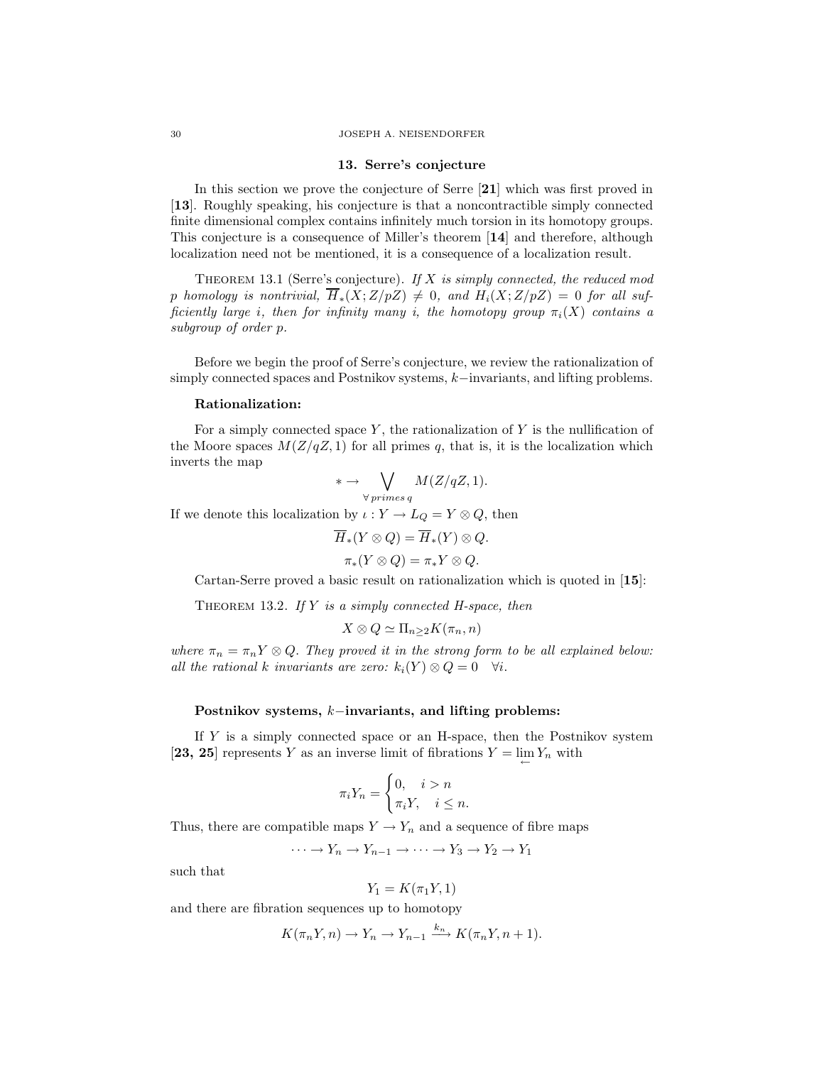## 13. Serre's conjecture

In this section we prove the conjecture of Serre [**21**] which was first proved in [**13**]. Roughly speaking, his conjecture is that a noncontractible simply connected finite dimensional complex contains infinitely much torsion in its homotopy groups. This conjecture is a consequence of Miller's theorem [**14**] and therefore, although localization need not be mentioned, it is a consequence of a localization result.

Theorem 13.1 (Serre's conjecture). *If $X$ is simply connected, the reduced mod $p$ homology is nontrivial, $\overline{H}_*(X;Z/pZ) \neq 0$, and $H_i(X;Z/pZ) = 0$ for all sufficiently large $i$, then for infinity many $i$, the homotopy group $\pi_i(X)$ contains a subgroup of order $p$.*

Before we begin the proof of Serre's conjecture, we review the rationalization of simply connected spaces and Postnikov systems, $k-$invariants, and lifting problems.

**Rationalization:**

For a simply connected space $Y$, the rationalization of $Y$ is the nullification of the Moore spaces $M(Z/qZ,1)$ for all primes $q$, that is, it is the localization which inverts the map

$$* \to \bigvee_{\forall\, primes\, q} M(Z/qZ,1).$$

If we denote this localization by $\iota : Y \to L_Q = Y \otimes Q$, then

$$\overline{H}_*(Y \otimes Q) = \overline{H}_*(Y) \otimes Q.$$

$$\pi_*(Y \otimes Q) = \pi_* Y \otimes Q.$$

Cartan-Serre proved a basic result on rationalization which is quoted in [**15**]:

Theorem 13.2. *If $Y$ is a simply connected H-space, then*

$$X \otimes Q \simeq \Pi_{n\geq 2} K(\pi_n, n)$$

*where $\pi_n = \pi_n Y \otimes Q$. They proved it in the strong form to be all explained below: all the rational $k$ invariants are zero: $k_i(Y) \otimes Q = 0 \quad \forall i$.*

**Postnikov systems, $k-$invariants, and lifting problems:**

If $Y$ is a simply connected space or an H-space, then the Postnikov system [**23, 25**] represents $Y$ as an inverse limit of fibrations $Y = \lim\limits_{\leftarrow} Y_n$ with

$$\pi_i Y_n = \begin{cases} 0, & i > n \\ \pi_i Y, & i \leq n. \end{cases}$$

Thus, there are compatible maps $Y \to Y_n$ and a sequence of fibre maps

$$\cdots \to Y_n \to Y_{n-1} \to \cdots \to Y_3 \to Y_2 \to Y_1$$

such that

$$Y_1 = K(\pi_1 Y, 1)$$

and there are fibration sequences up to homotopy

$$K(\pi_n Y, n) \to Y_n \to Y_{n-1} \xrightarrow{k_n} K(\pi_n Y, n+1).$$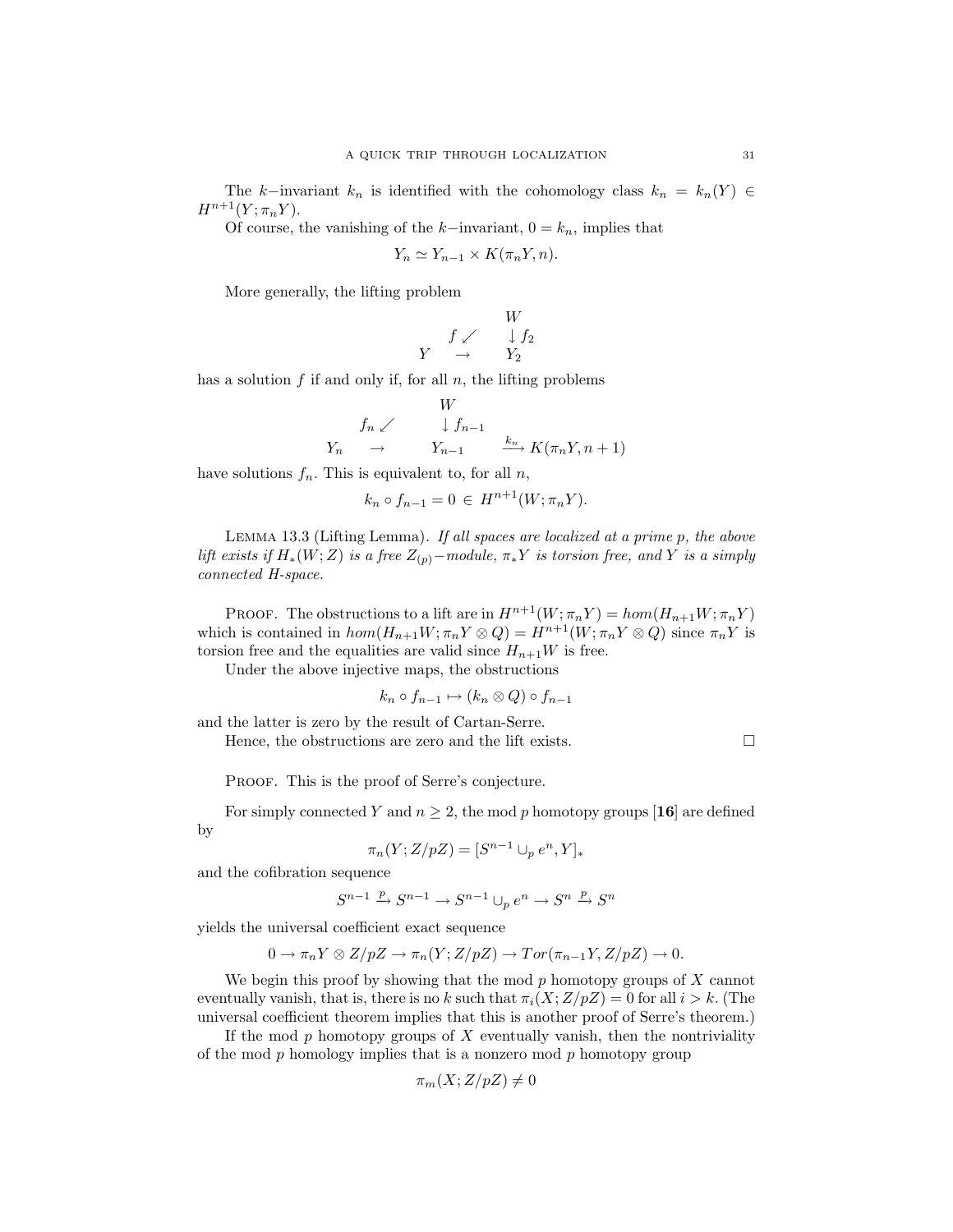The $k-$invariant $k_n$ is identified with the cohomology class $k_n = k_n(Y) \in H^{n+1}(Y; \pi_n Y)$.

Of course, the vanishing of the $k-$invariant, $0 = k_n$, implies that

$$Y_n \simeq Y_{n-1} \times K(\pi_n Y, n).$$

More generally, the lifting problem

$$\begin{array}{ccc} & & W \\ & f \swarrow & \downarrow f_2 \\ Y & \rightarrow & Y_2 \end{array}$$

has a solution $f$ if and only if, for all $n$, the lifting problems

$$\begin{array}{cccc} & & W & \\ & f_n \swarrow & \downarrow f_{n-1} & \\ Y_n & \rightarrow & Y_{n-1} & \xrightarrow{k_n} K(\pi_n Y, n+1) \end{array}$$

have solutions $f_n$. This is equivalent to, for all $n$,

$$k_n \circ f_{n-1} = 0 \in H^{n+1}(W; \pi_n Y).$$

Lemma 13.3 (Lifting Lemma). *If all spaces are localized at a prime $p$, the above lift exists if $H_*(W; Z)$ is a free $Z_{(p)}-$module, $\pi_* Y$ is torsion free, and $Y$ is a simply connected H-space.*

Proof. The obstructions to a lift are in $H^{n+1}(W; \pi_n Y) = hom(H_{n+1} W; \pi_n Y)$ which is contained in $hom(H_{n+1} W; \pi_n Y \otimes Q) = H^{n+1}(W; \pi_n Y \otimes Q)$ since $\pi_n Y$ is torsion free and the equalities are valid since $H_{n+1} W$ is free.

Under the above injective maps, the obstructions

$$k_n \circ f_{n-1} \mapsto (k_n \otimes Q) \circ f_{n-1}$$

and the latter is zero by the result of Cartan-Serre.

Hence, the obstructions are zero and the lift exists. □

Proof. This is the proof of Serre's conjecture.

For simply connected $Y$ and $n \geq 2$, the mod $p$ homotopy groups [**16**] are defined by

$$\pi_n(Y; Z/pZ) = [S^{n-1} \cup_p e^n, Y]_*$$

and the cofibration sequence

$$S^{n-1} \xrightarrow{p} S^{n-1} \rightarrow S^{n-1} \cup_p e^n \rightarrow S^n \xrightarrow{p} S^n$$

yields the universal coefficient exact sequence

$$0 \rightarrow \pi_n Y \otimes Z/pZ \rightarrow \pi_n(Y; Z/pZ) \rightarrow Tor(\pi_{n-1} Y, Z/pZ) \rightarrow 0.$$

We begin this proof by showing that the mod $p$ homotopy groups of $X$ cannot eventually vanish, that is, there is no $k$ such that $\pi_i(X; Z/pZ) = 0$ for all $i > k$. (The universal coefficient theorem implies that this is another proof of Serre's theorem.)

If the mod $p$ homotopy groups of $X$ eventually vanish, then the nontriviality of the mod $p$ homology implies that is a nonzero mod $p$ homotopy group

$$\pi_m(X; Z/pZ) \neq 0$$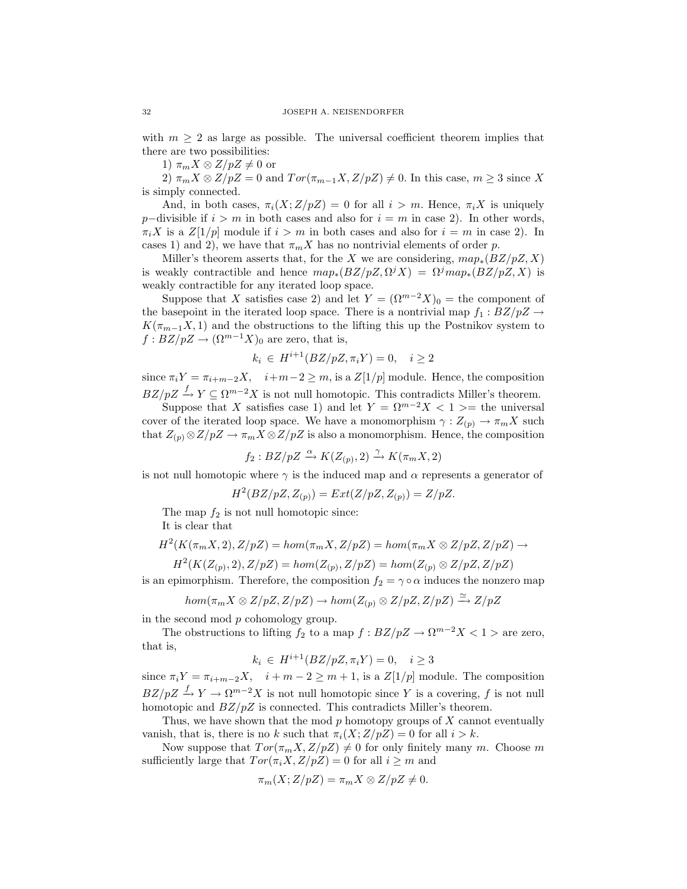with $m \geq 2$ as large as possible. The universal coefficient theorem implies that there are two possibilities:

1) $\pi_m X \otimes Z/pZ \neq 0$ or

2) $\pi_m X \otimes Z/pZ = 0$ and $Tor(\pi_{m-1}X, Z/pZ) \neq 0$. In this case, $m \geq 3$ since $X$ is simply connected.

And, in both cases, $\pi_i(X; Z/pZ) = 0$ for all $i > m$. Hence, $\pi_i X$ is uniquely $p-$divisible if $i > m$ in both cases and also for $i = m$ in case 2). In other words, $\pi_i X$ is a $Z[1/p]$ module if $i > m$ in both cases and also for $i = m$ in case 2). In cases 1) and 2), we have that $\pi_m X$ has no nontrivial elements of order $p$.

Miller's theorem asserts that, for the $X$ we are considering, $map_*(BZ/pZ, X)$ is weakly contractible and hence $map_*(BZ/pZ, \Omega^j X) = \Omega^j map_*(BZ/pZ, X)$ is weakly contractible for any iterated loop space.

Suppose that $X$ satisfies case 2) and let $Y = (\Omega^{m-2}X)_0 =$ the component of the basepoint in the iterated loop space. There is a nontrivial map $f_1 : BZ/pZ \to K(\pi_{m-1}X, 1)$ and the obstructions to the lifting this up the Postnikov system to $f : BZ/pZ \to (\Omega^{m-1}X)_0$ are zero, that is,

$$k_i \in H^{i+1}(BZ/pZ, \pi_i Y) = 0, \quad i \geq 2$$

since $\pi_i Y = \pi_{i+m-2}X, \quad i+m-2 \geq m$, is a $Z[1/p]$ module. Hence, the composition $BZ/pZ \xrightarrow{f} Y \subseteq \Omega^{m-2}X$ is not null homotopic. This contradicts Miller's theorem.

Suppose that $X$ satisfies case 1) and let $Y = \Omega^{m-2}X < 1 >=$ the universal cover of the iterated loop space. We have a monomorphism $\gamma : Z_{(p)} \to \pi_m X$ such that $Z_{(p)} \otimes Z/pZ \to \pi_m X \otimes Z/pZ$ is also a monomorphism. Hence, the composition

$$f_2 : BZ/pZ \xrightarrow{\alpha} K(Z_{(p)}, 2) \xrightarrow{\gamma} K(\pi_m X, 2)$$

is not null homotopic where $\gamma$ is the induced map and $\alpha$ represents a generator of

$$H^2(BZ/pZ, Z_{(p)}) = Ext(Z/pZ, Z_{(p)}) = Z/pZ.$$

The map $f_2$ is not null homotopic since:

It is clear that

$$H^2(K(\pi_m X, 2), Z/pZ) = hom(\pi_m X, Z/pZ) = hom(\pi_m X \otimes Z/pZ, Z/pZ) \to$$

$$H^2(K(Z_{(p)}, 2), Z/pZ) = hom(Z_{(p)}, Z/pZ) = hom(Z_{(p)} \otimes Z/pZ, Z/pZ)$$

is an epimorphism. Therefore, the composition $f_2 = \gamma \circ \alpha$ induces the nonzero map

$$hom(\pi_m X \otimes Z/pZ, Z/pZ) \to hom(Z_{(p)} \otimes Z/pZ, Z/pZ) \xrightarrow{\simeq} Z/pZ$$

in the second mod $p$ cohomology group.

The obstructions to lifting $f_2$ to a map $f : BZ/pZ \to \Omega^{m-2}X < 1 >$ are zero, that is,

$$k_i \in H^{i+1}(BZ/pZ, \pi_i Y) = 0, \quad i \geq 3$$

since $\pi_i Y = \pi_{i+m-2}X, \quad i+m-2 \geq m+1$, is a $Z[1/p]$ module. The composition $BZ/pZ \xrightarrow{f} Y \to \Omega^{m-2}X$ is not null homotopic since $Y$ is a covering, $f$ is not null homotopic and $BZ/pZ$ is connected. This contradicts Miller's theorem.

Thus, we have shown that the mod $p$ homotopy groups of $X$ cannot eventually vanish, that is, there is no $k$ such that $\pi_i(X; Z/pZ) = 0$ for all $i > k$.

Now suppose that $Tor(\pi_m X, Z/pZ) \neq 0$ for only finitely many $m$. Choose $m$ sufficiently large that $Tor(\pi_i X, Z/pZ) = 0$ for all $i \geq m$ and

$$\pi_m(X; Z/pZ) = \pi_m X \otimes Z/pZ \neq 0.$$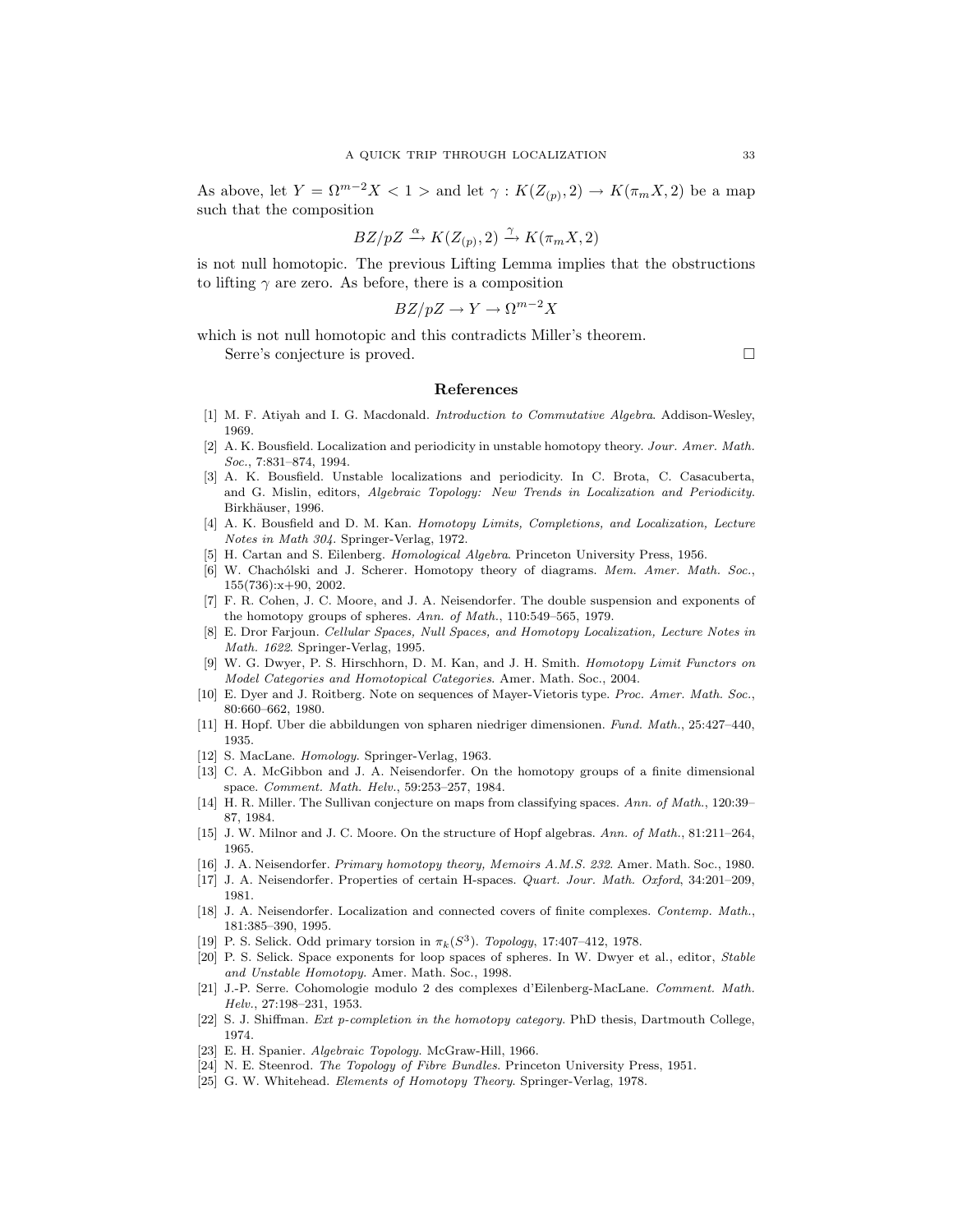As above, let $Y = \Omega^{m-2}X < 1 >$ and let $\gamma : K(Z_{(p)}, 2) \to K(\pi_m X, 2)$ be a map such that the composition

$$BZ/pZ \xrightarrow{\alpha} K(Z_{(p)}, 2) \xrightarrow{\gamma} K(\pi_m X, 2)$$

is not null homotopic. The previous Lifting Lemma implies that the obstructions to lifting $\gamma$ are zero. As before, there is a composition

$$BZ/pZ \to Y \to \Omega^{m-2}X$$

which is not null homotopic and this contradicts Miller's theorem.

Serre's conjecture is proved. □

## References

[1] M. F. Atiyah and I. G. Macdonald. *Introduction to Commutative Algebra*. Addison-Wesley, 1969.

[2] A. K. Bousfield. Localization and periodicity in unstable homotopy theory. *Jour. Amer. Math. Soc.*, 7:831–874, 1994.

[3] A. K. Bousfield. Unstable localizations and periodicity. In C. Brota, C. Casacuberta, and G. Mislin, editors, *Algebraic Topology: New Trends in Localization and Periodicity*. Birkhäuser, 1996.

[4] A. K. Bousfield and D. M. Kan. *Homotopy Limits, Completions, and Localization, Lecture Notes in Math 304*. Springer-Verlag, 1972.

[5] H. Cartan and S. Eilenberg. *Homological Algebra*. Princeton University Press, 1956.

[6] W. Chachólski and J. Scherer. Homotopy theory of diagrams. *Mem. Amer. Math. Soc.*, 155(736):x+90, 2002.

[7] F. R. Cohen, J. C. Moore, and J. A. Neisendorfer. The double suspension and exponents of the homotopy groups of spheres. *Ann. of Math.*, 110:549–565, 1979.

[8] E. Dror Farjoun. *Cellular Spaces, Null Spaces, and Homotopy Localization, Lecture Notes in Math. 1622*. Springer-Verlag, 1995.

[9] W. G. Dwyer, P. S. Hirschhorn, D. M. Kan, and J. H. Smith. *Homotopy Limit Functors on Model Categories and Homotopical Categories*. Amer. Math. Soc., 2004.

[10] E. Dyer and J. Roitberg. Note on sequences of Mayer-Vietoris type. *Proc. Amer. Math. Soc.*, 80:660–662, 1980.

[11] H. Hopf. Uber die abbildungen von spharen niedriger dimensionen. *Fund. Math.*, 25:427–440, 1935.

[12] S. MacLane. *Homology*. Springer-Verlag, 1963.

[13] C. A. McGibbon and J. A. Neisendorfer. On the homotopy groups of a finite dimensional space. *Comment. Math. Helv.*, 59:253–257, 1984.

[14] H. R. Miller. The Sullivan conjecture on maps from classifying spaces. *Ann. of Math.*, 120:39–87, 1984.

[15] J. W. Milnor and J. C. Moore. On the structure of Hopf algebras. *Ann. of Math.*, 81:211–264, 1965.

[16] J. A. Neisendorfer. *Primary homotopy theory, Memoirs A.M.S. 232*. Amer. Math. Soc., 1980.

[17] J. A. Neisendorfer. Properties of certain H-spaces. *Quart. Jour. Math. Oxford*, 34:201–209, 1981.

[18] J. A. Neisendorfer. Localization and connected covers of finite complexes. *Contemp. Math.*, 181:385–390, 1995.

[19] P. S. Selick. Odd primary torsion in $\pi_k(S^3)$. *Topology*, 17:407–412, 1978.

[20] P. S. Selick. Space exponents for loop spaces of spheres. In W. Dwyer et al., editor, *Stable and Unstable Homotopy*. Amer. Math. Soc., 1998.

[21] J.-P. Serre. Cohomologie modulo 2 des complexes d'Eilenberg-MacLane. *Comment. Math. Helv.*, 27:198–231, 1953.

[22] S. J. Shiffman. *Ext p-completion in the homotopy category*. PhD thesis, Dartmouth College, 1974.

[23] E. H. Spanier. *Algebraic Topology*. McGraw-Hill, 1966.

[24] N. E. Steenrod. *The Topology of Fibre Bundles*. Princeton University Press, 1951.

[25] G. W. Whitehead. *Elements of Homotopy Theory*. Springer-Verlag, 1978.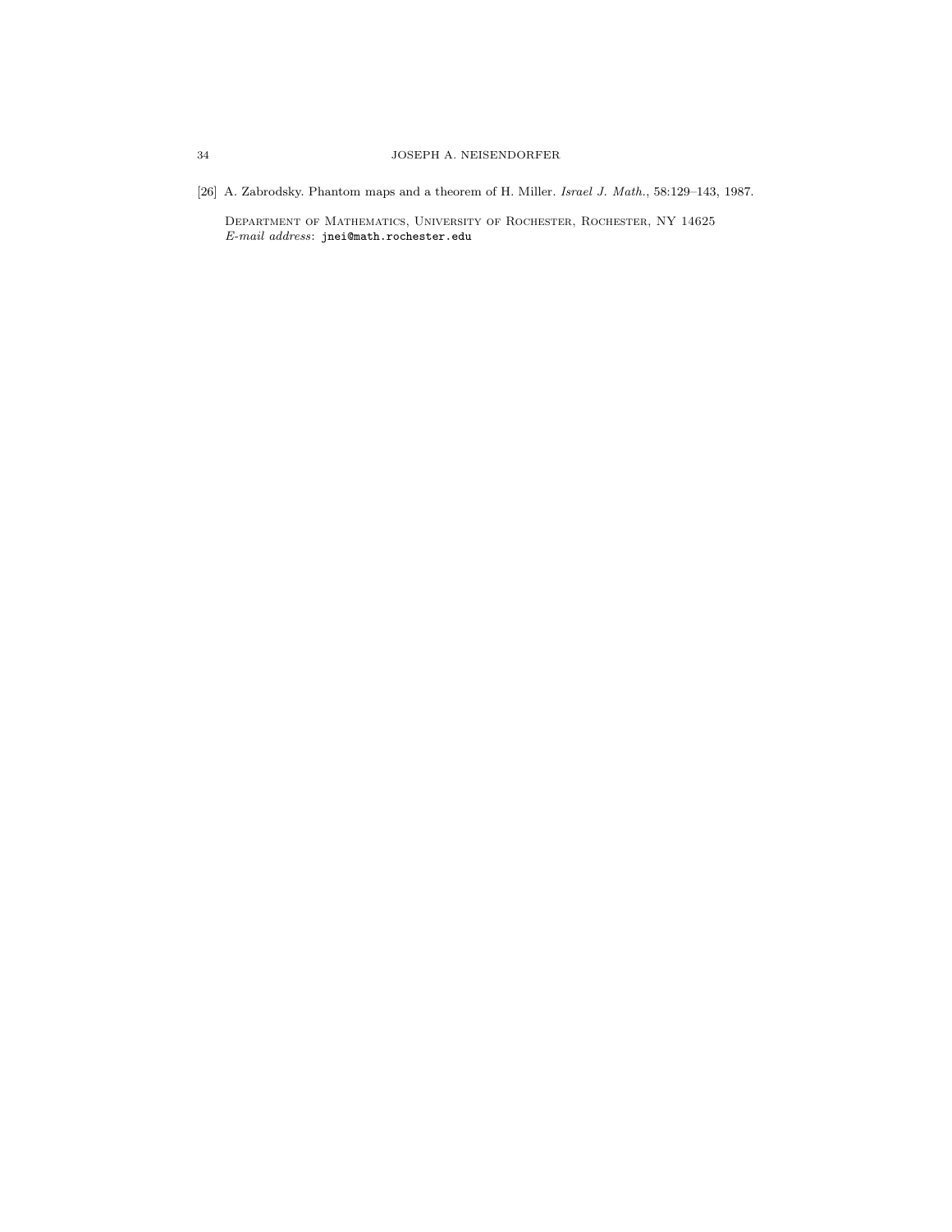[26] A. Zabrodsky. Phantom maps and a theorem of H. Miller. *Israel J. Math.*, 58:129–143, 1987.

Department of Mathematics, University of Rochester, Rochester, NY 14625
*E-mail address*: `jnei@math.rochester.edu`